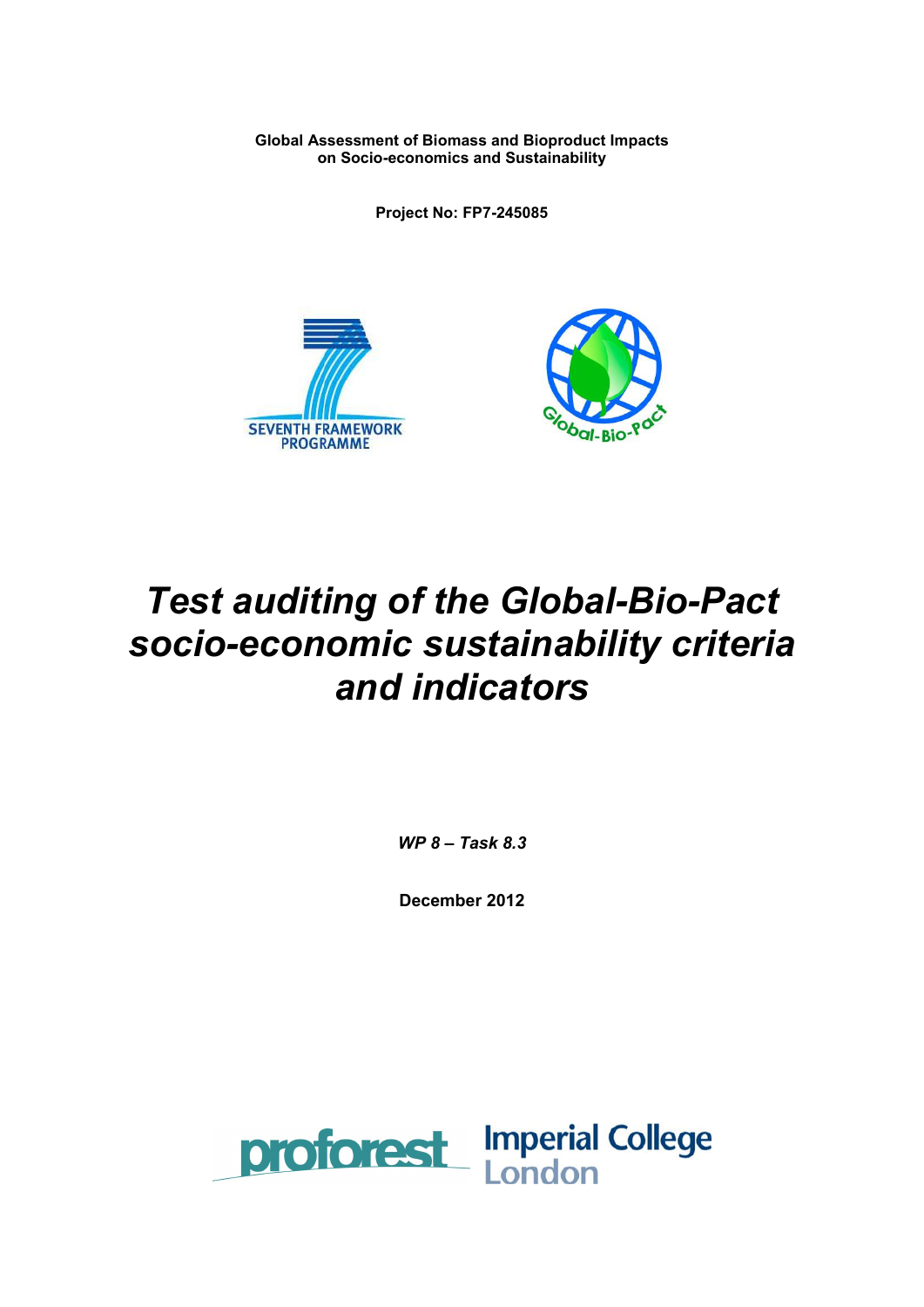**Global Assessment of Biomass and Bioproduct Impacts on Socio-economics and Sustainability**

**Project No: FP7-245085**

# *Test auditing of the Global-Bio-Pact socio-economic sustainability criteria and indicators*

***WP 8 – Task 8.3***

**December 2012**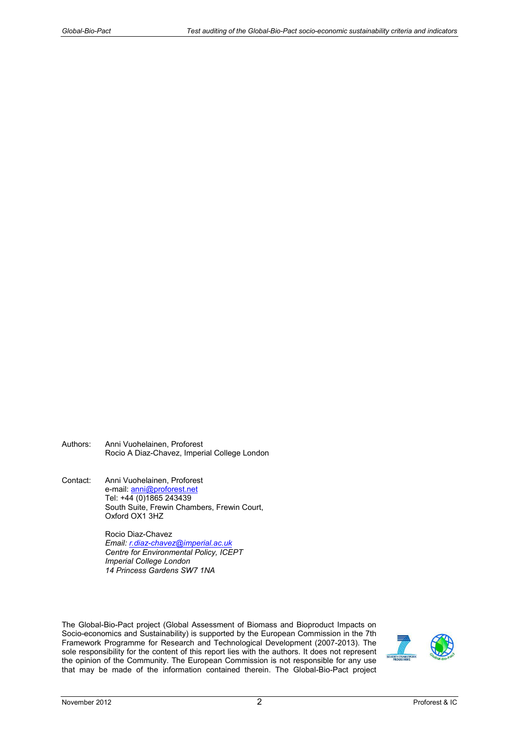Authors: Anni Vuohelainen, Proforest
Rocio A Diaz-Chavez, Imperial College London

Contact: Anni Vuohelainen, Proforest
e-mail: anni@proforest.net
Tel: +44 (0)1865 243439
South Suite, Frewin Chambers, Frewin Court,
Oxford OX1 3HZ

Rocio Diaz-Chavez
*Email: r.diaz-chavez@imperial.ac.uk*
*Centre for Environmental Policy, ICEPT*
*Imperial College London*
*14 Princess Gardens SW7 1NA*

The Global-Bio-Pact project (Global Assessment of Biomass and Bioproduct Impacts on Socio-economics and Sustainability) is supported by the European Commission in the 7th Framework Programme for Research and Technological Development (2007-2013). The sole responsibility for the content of this report lies with the authors. It does not represent the opinion of the Community. The European Commission is not responsible for any use that may be made of the information contained therein. The Global-Bio-Pact project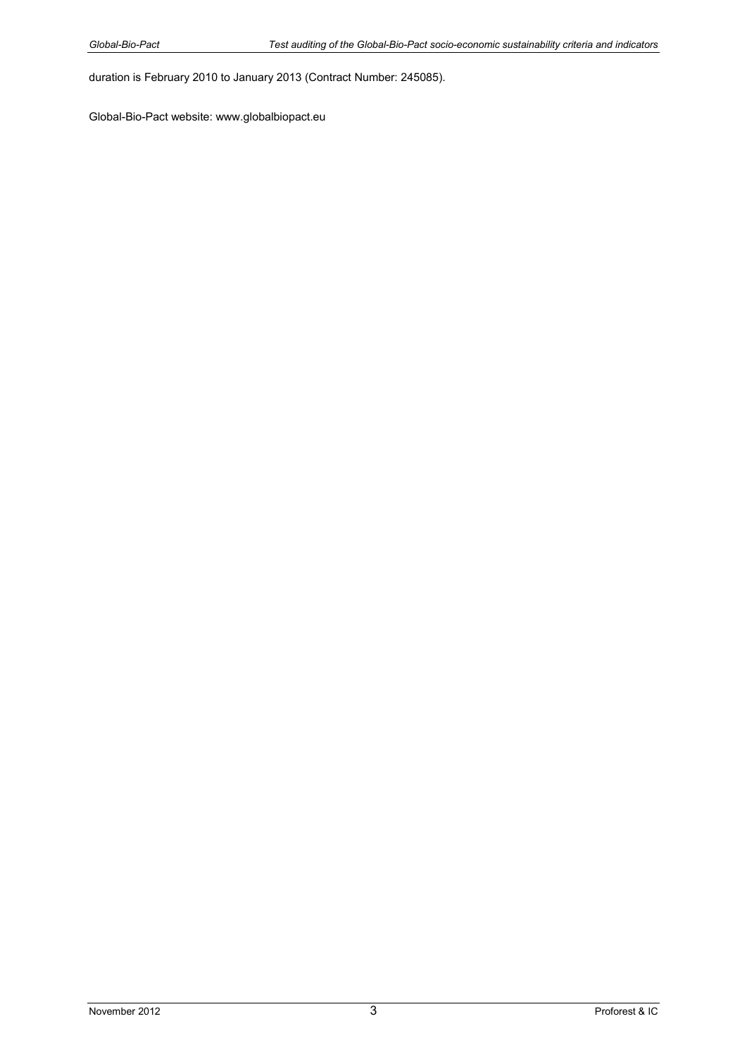duration is February 2010 to January 2013 (Contract Number: 245085).

Global-Bio-Pact website: www.globalbiopact.eu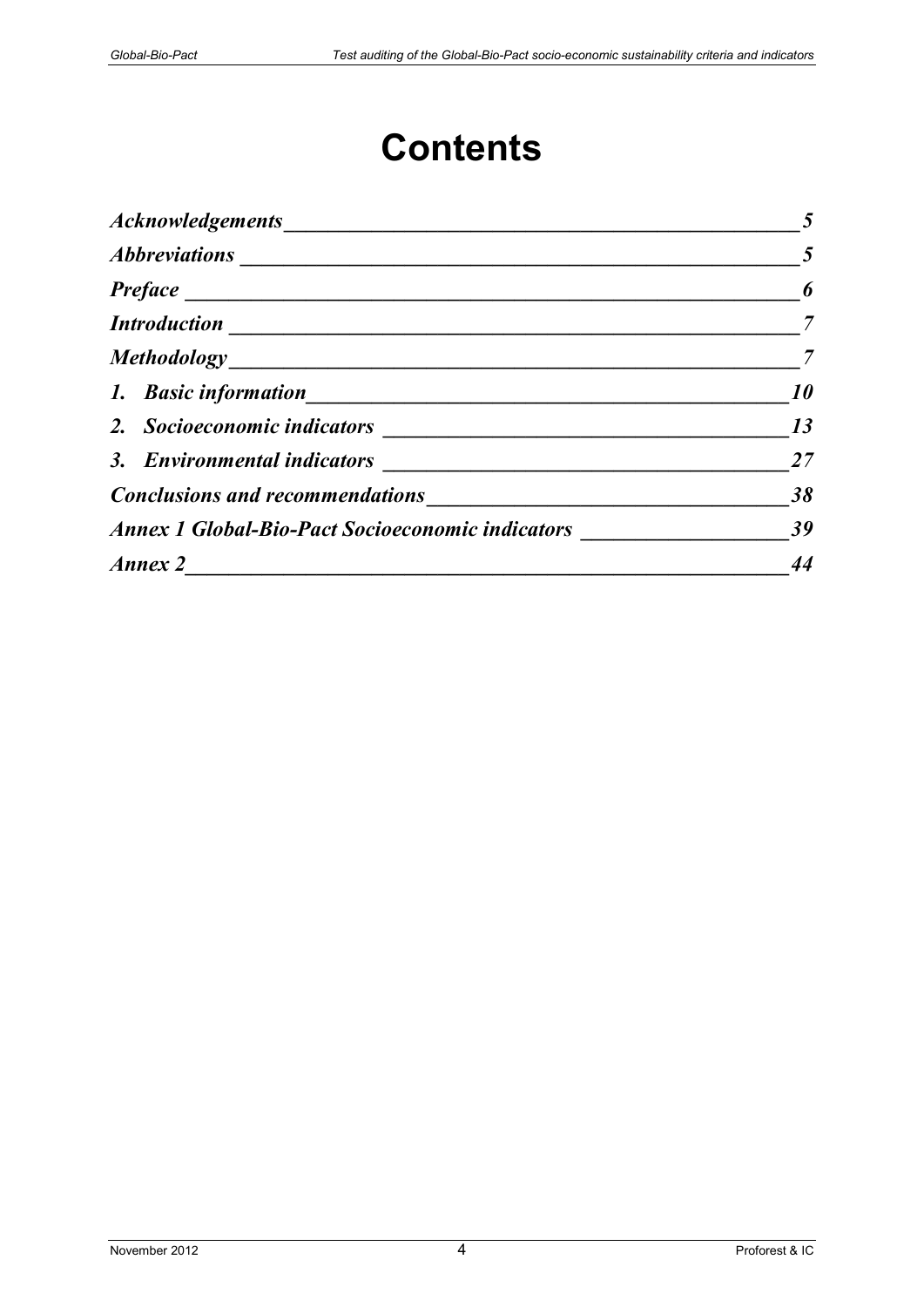# Contents

*Acknowledgements* ______ *5*

*Abbreviations* ______ *5*

*Preface* ______ *6*

*Introduction* ______ *7*

*Methodology* ______ *7*

*1. Basic information* ______ *10*

*2. Socioeconomic indicators* ______ *13*

*3. Environmental indicators* ______ *27*

*Conclusions and recommendations* ______ *38*

*Annex 1 Global-Bio-Pact Socioeconomic indicators* ______ *39*

*Annex 2* ______ *44*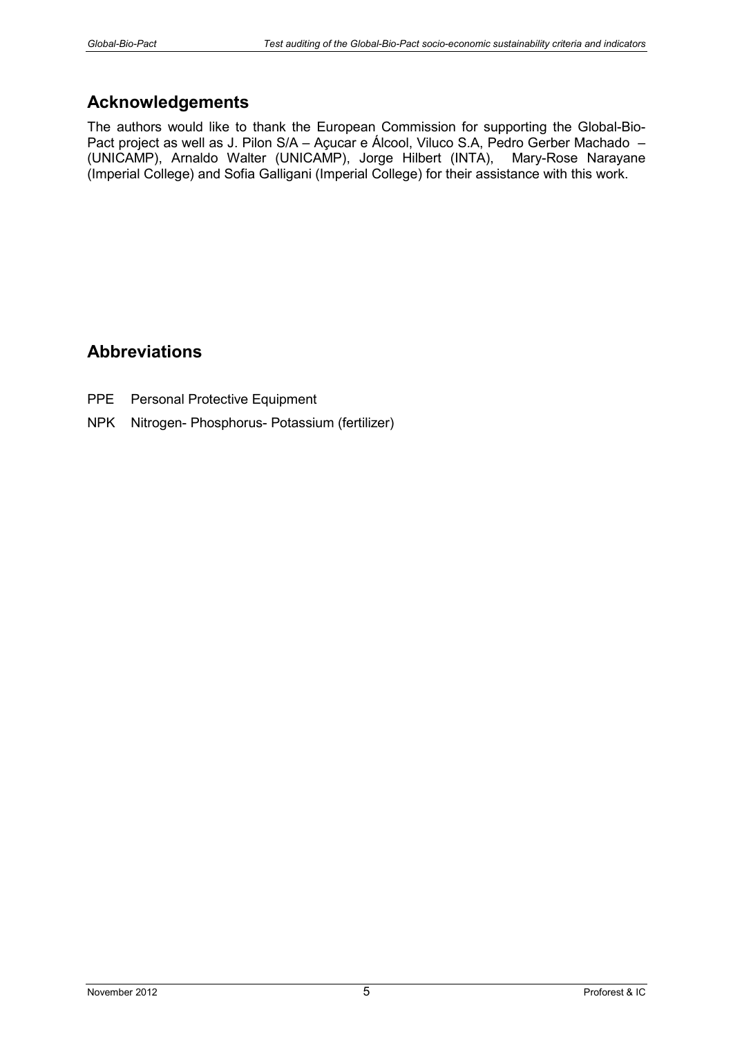## Acknowledgements

The authors would like to thank the European Commission for supporting the Global-Bio-Pact project as well as J. Pilon S/A – Açucar e Álcool, Viluco S.A, Pedro Gerber Machado – (UNICAMP), Arnaldo Walter (UNICAMP), Jorge Hilbert (INTA), Mary-Rose Narayane (Imperial College) and Sofia Galligani (Imperial College) for their assistance with this work.

## Abbreviations

PPE Personal Protective Equipment

NPK Nitrogen- Phosphorus- Potassium (fertilizer)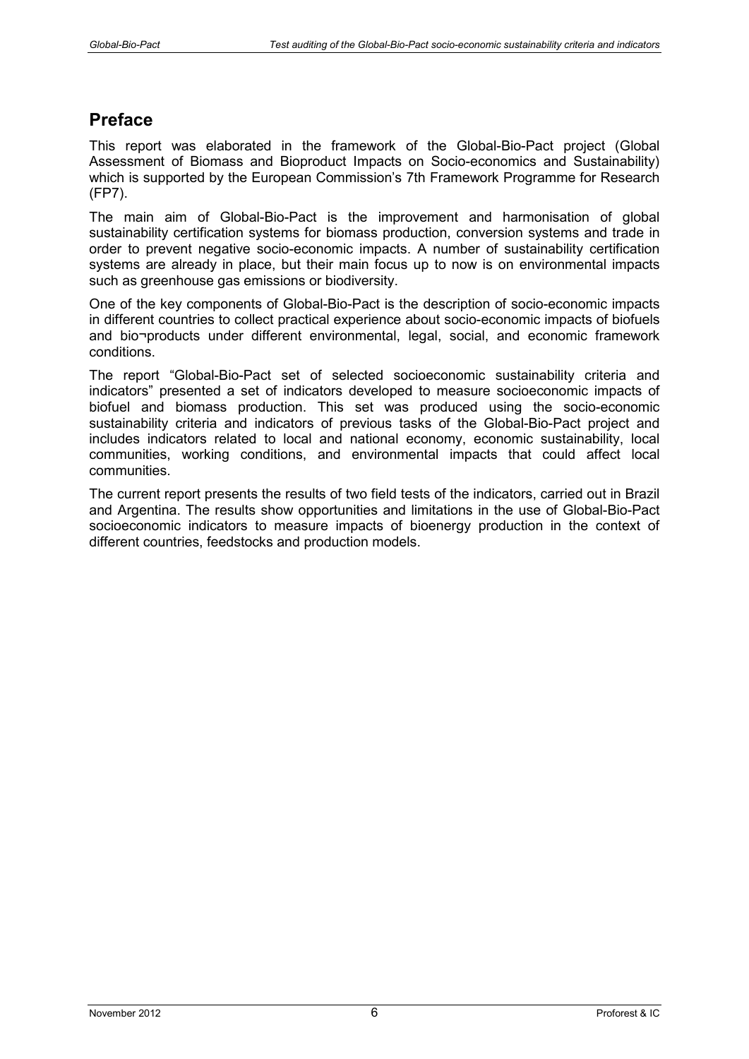## Preface

This report was elaborated in the framework of the Global-Bio-Pact project (Global Assessment of Biomass and Bioproduct Impacts on Socio-economics and Sustainability) which is supported by the European Commission's 7th Framework Programme for Research (FP7).

The main aim of Global-Bio-Pact is the improvement and harmonisation of global sustainability certification systems for biomass production, conversion systems and trade in order to prevent negative socio-economic impacts. A number of sustainability certification systems are already in place, but their main focus up to now is on environmental impacts such as greenhouse gas emissions or biodiversity.

One of the key components of Global-Bio-Pact is the description of socio-economic impacts in different countries to collect practical experience about socio-economic impacts of biofuels and bio¬products under different environmental, legal, social, and economic framework conditions.

The report "Global-Bio-Pact set of selected socioeconomic sustainability criteria and indicators" presented a set of indicators developed to measure socioeconomic impacts of biofuel and biomass production. This set was produced using the socio-economic sustainability criteria and indicators of previous tasks of the Global-Bio-Pact project and includes indicators related to local and national economy, economic sustainability, local communities, working conditions, and environmental impacts that could affect local communities.

The current report presents the results of two field tests of the indicators, carried out in Brazil and Argentina. The results show opportunities and limitations in the use of Global-Bio-Pact socioeconomic indicators to measure impacts of bioenergy production in the context of different countries, feedstocks and production models.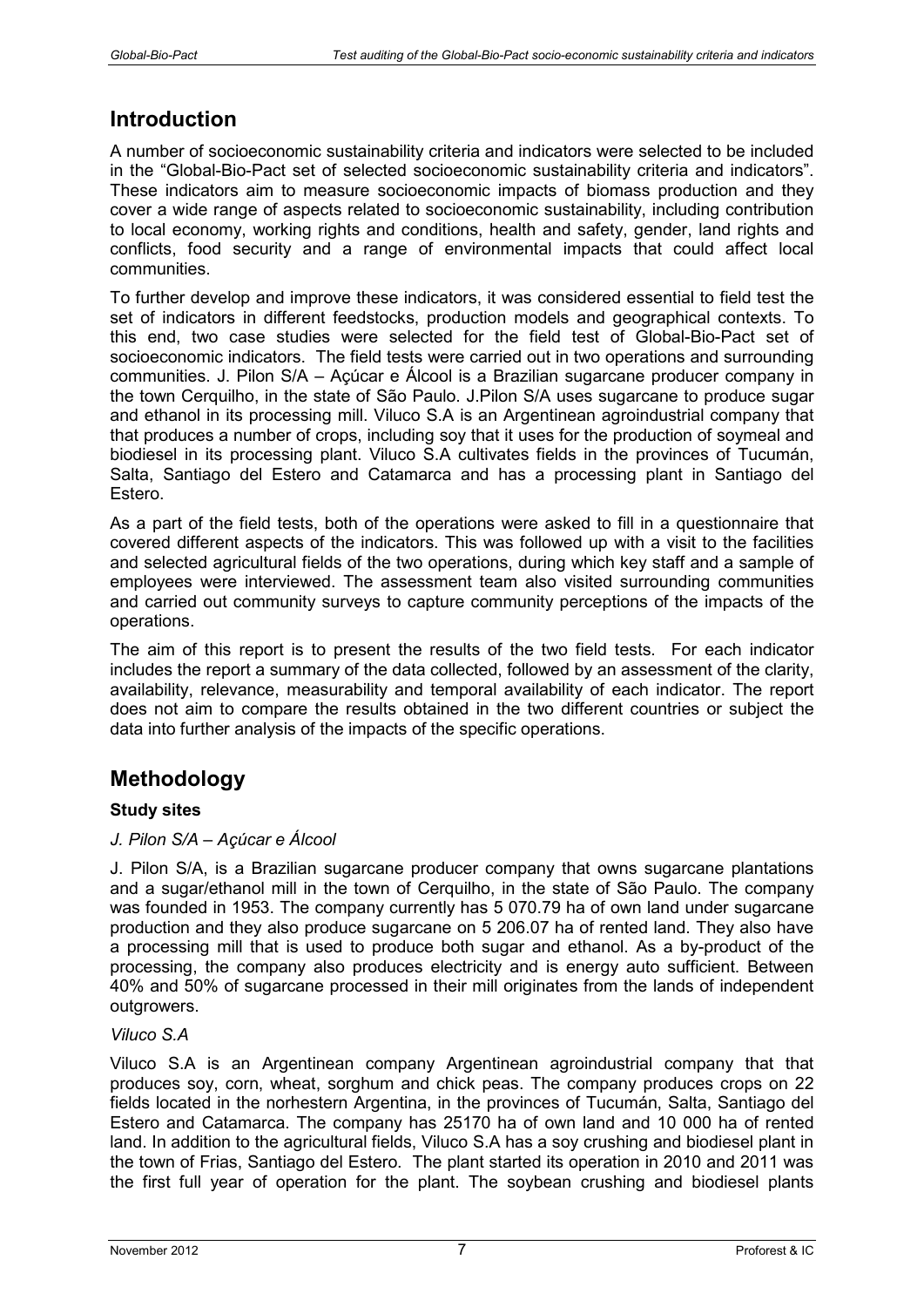## Introduction

A number of socioeconomic sustainability criteria and indicators were selected to be included in the "Global-Bio-Pact set of selected socioeconomic sustainability criteria and indicators". These indicators aim to measure socioeconomic impacts of biomass production and they cover a wide range of aspects related to socioeconomic sustainability, including contribution to local economy, working rights and conditions, health and safety, gender, land rights and conflicts, food security and a range of environmental impacts that could affect local communities.

To further develop and improve these indicators, it was considered essential to field test the set of indicators in different feedstocks, production models and geographical contexts. To this end, two case studies were selected for the field test of Global-Bio-Pact set of socioeconomic indicators. The field tests were carried out in two operations and surrounding communities. J. Pilon S/A – Açúcar e Álcool is a Brazilian sugarcane producer company in the town Cerquilho, in the state of São Paulo. J.Pilon S/A uses sugarcane to produce sugar and ethanol in its processing mill. Viluco S.A is an Argentinean agroindustrial company that that produces a number of crops, including soy that it uses for the production of soymeal and biodiesel in its processing plant. Viluco S.A cultivates fields in the provinces of Tucumán, Salta, Santiago del Estero and Catamarca and has a processing plant in Santiago del Estero.

As a part of the field tests, both of the operations were asked to fill in a questionnaire that covered different aspects of the indicators. This was followed up with a visit to the facilities and selected agricultural fields of the two operations, during which key staff and a sample of employees were interviewed. The assessment team also visited surrounding communities and carried out community surveys to capture community perceptions of the impacts of the operations.

The aim of this report is to present the results of the two field tests. For each indicator includes the report a summary of the data collected, followed by an assessment of the clarity, availability, relevance, measurability and temporal availability of each indicator. The report does not aim to compare the results obtained in the two different countries or subject the data into further analysis of the impacts of the specific operations.

## Methodology

### Study sites

*J. Pilon S/A – Açúcar e Álcool*

J. Pilon S/A, is a Brazilian sugarcane producer company that owns sugarcane plantations and a sugar/ethanol mill in the town of Cerquilho, in the state of São Paulo. The company was founded in 1953. The company currently has 5 070.79 ha of own land under sugarcane production and they also produce sugarcane on 5 206.07 ha of rented land. They also have a processing mill that is used to produce both sugar and ethanol. As a by-product of the processing, the company also produces electricity and is energy auto sufficient. Between 40% and 50% of sugarcane processed in their mill originates from the lands of independent outgrowers.

*Viluco S.A*

Viluco S.A is an Argentinean company Argentinean agroindustrial company that that produces soy, corn, wheat, sorghum and chick peas. The company produces crops on 22 fields located in the norhestern Argentina, in the provinces of Tucumán, Salta, Santiago del Estero and Catamarca. The company has 25170 ha of own land and 10 000 ha of rented land. In addition to the agricultural fields, Viluco S.A has a soy crushing and biodiesel plant in the town of Frias, Santiago del Estero. The plant started its operation in 2010 and 2011 was the first full year of operation for the plant. The soybean crushing and biodiesel plants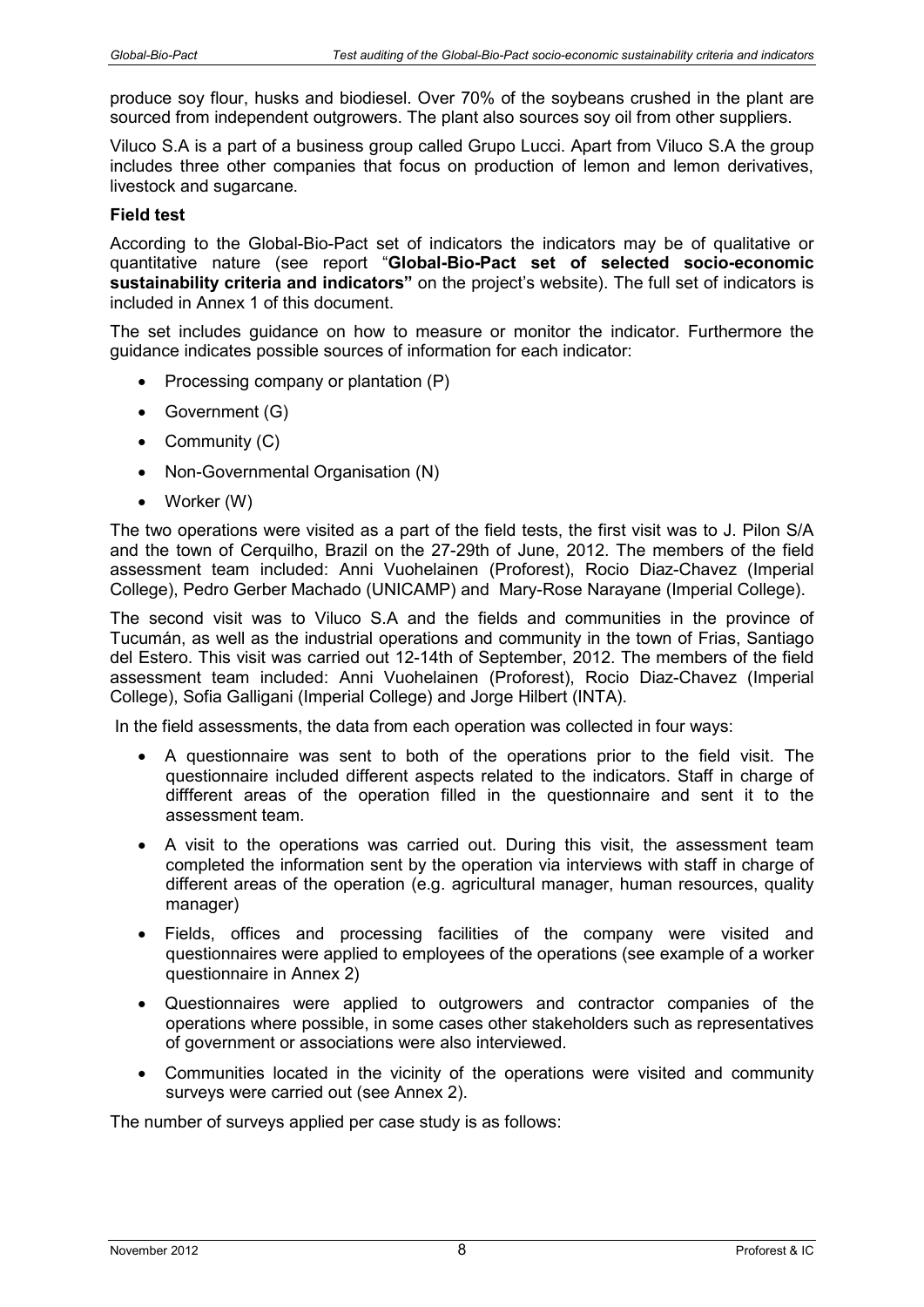produce soy flour, husks and biodiesel. Over 70% of the soybeans crushed in the plant are sourced from independent outgrowers. The plant also sources soy oil from other suppliers.

Viluco S.A is a part of a business group called Grupo Lucci. Apart from Viluco S.A the group includes three other companies that focus on production of lemon and lemon derivatives, livestock and sugarcane.

**Field test**

According to the Global-Bio-Pact set of indicators the indicators may be of qualitative or quantitative nature (see report "**Global-Bio-Pact set of selected socio-economic sustainability criteria and indicators"** on the project's website). The full set of indicators is included in Annex 1 of this document.

The set includes guidance on how to measure or monitor the indicator. Furthermore the guidance indicates possible sources of information for each indicator:

- Processing company or plantation (P)
- Government (G)
- Community (C)
- Non-Governmental Organisation (N)
- Worker (W)

The two operations were visited as a part of the field tests, the first visit was to J. Pilon S/A and the town of Cerquilho, Brazil on the 27-29th of June, 2012. The members of the field assessment team included: Anni Vuohelainen (Proforest), Rocio Diaz-Chavez (Imperial College), Pedro Gerber Machado (UNICAMP) and Mary-Rose Narayane (Imperial College).

The second visit was to Viluco S.A and the fields and communities in the province of Tucumán, as well as the industrial operations and community in the town of Frias, Santiago del Estero. This visit was carried out 12-14th of September, 2012. The members of the field assessment team included: Anni Vuohelainen (Proforest), Rocio Diaz-Chavez (Imperial College), Sofia Galligani (Imperial College) and Jorge Hilbert (INTA).

In the field assessments, the data from each operation was collected in four ways:

- A questionnaire was sent to both of the operations prior to the field visit. The questionnaire included different aspects related to the indicators. Staff in charge of diffferent areas of the operation filled in the questionnaire and sent it to the assessment team.
- A visit to the operations was carried out. During this visit, the assessment team completed the information sent by the operation via interviews with staff in charge of different areas of the operation (e.g. agricultural manager, human resources, quality manager)
- Fields, offices and processing facilities of the company were visited and questionnaires were applied to employees of the operations (see example of a worker questionnaire in Annex 2)
- Questionnaires were applied to outgrowers and contractor companies of the operations where possible, in some cases other stakeholders such as representatives of government or associations were also interviewed.
- Communities located in the vicinity of the operations were visited and community surveys were carried out (see Annex 2).

The number of surveys applied per case study is as follows: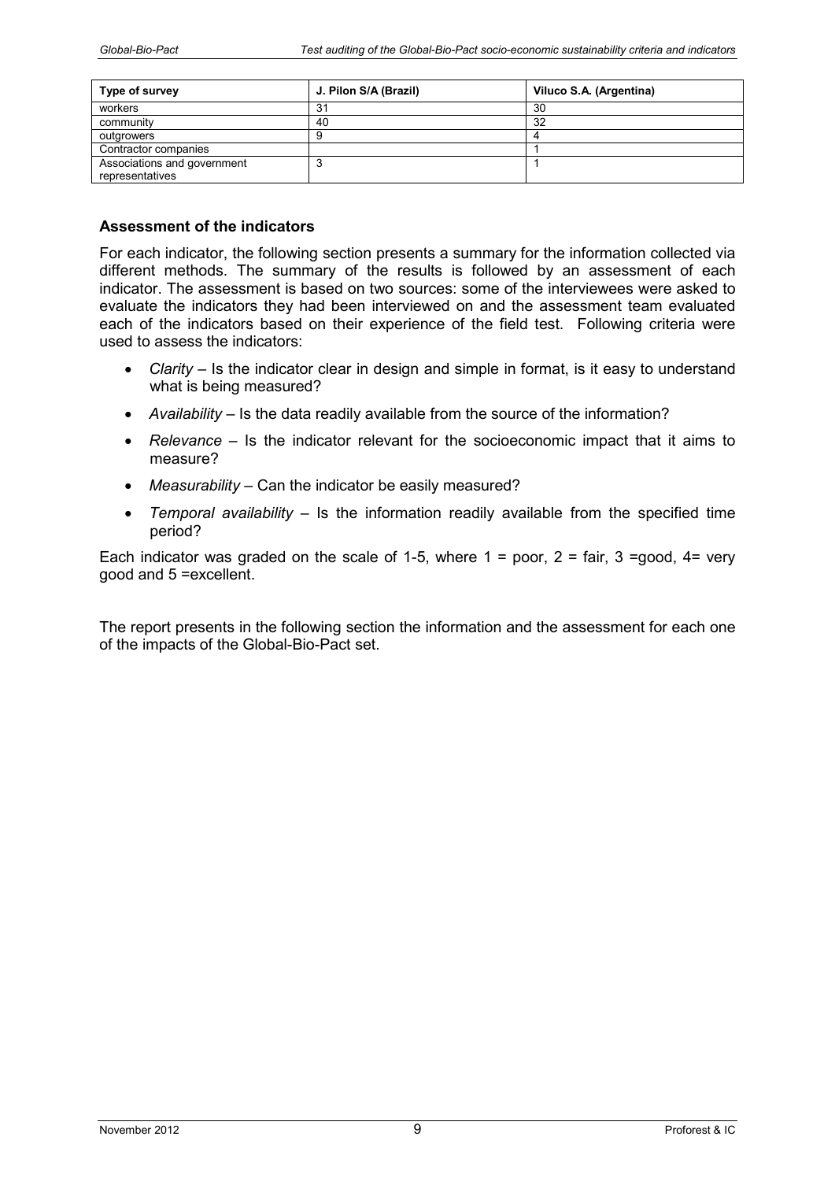| Type of survey | J. Pilon S/A (Brazil) | Viluco S.A. (Argentina) |
| --- | --- | --- |
| workers | 31 | 30 |
| community | 40 | 32 |
| outgrowers | 9 | 4 |
| Contractor companies | | 1 |
| Associations and government representatives | 3 | 1 |

### Assessment of the indicators

For each indicator, the following section presents a summary for the information collected via different methods. The summary of the results is followed by an assessment of each indicator. The assessment is based on two sources: some of the interviewees were asked to evaluate the indicators they had been interviewed on and the assessment team evaluated each of the indicators based on their experience of the field test. Following criteria were used to assess the indicators:

- *Clarity* – Is the indicator clear in design and simple in format, is it easy to understand what is being measured?
- *Availability* – Is the data readily available from the source of the information?
- *Relevance* – Is the indicator relevant for the socioeconomic impact that it aims to measure?
- *Measurability* – Can the indicator be easily measured?
- *Temporal availability* – Is the information readily available from the specified time period?

Each indicator was graded on the scale of 1-5, where 1 = poor, 2 = fair, 3 =good, 4= very good and 5 =excellent.

The report presents in the following section the information and the assessment for each one of the impacts of the Global-Bio-Pact set.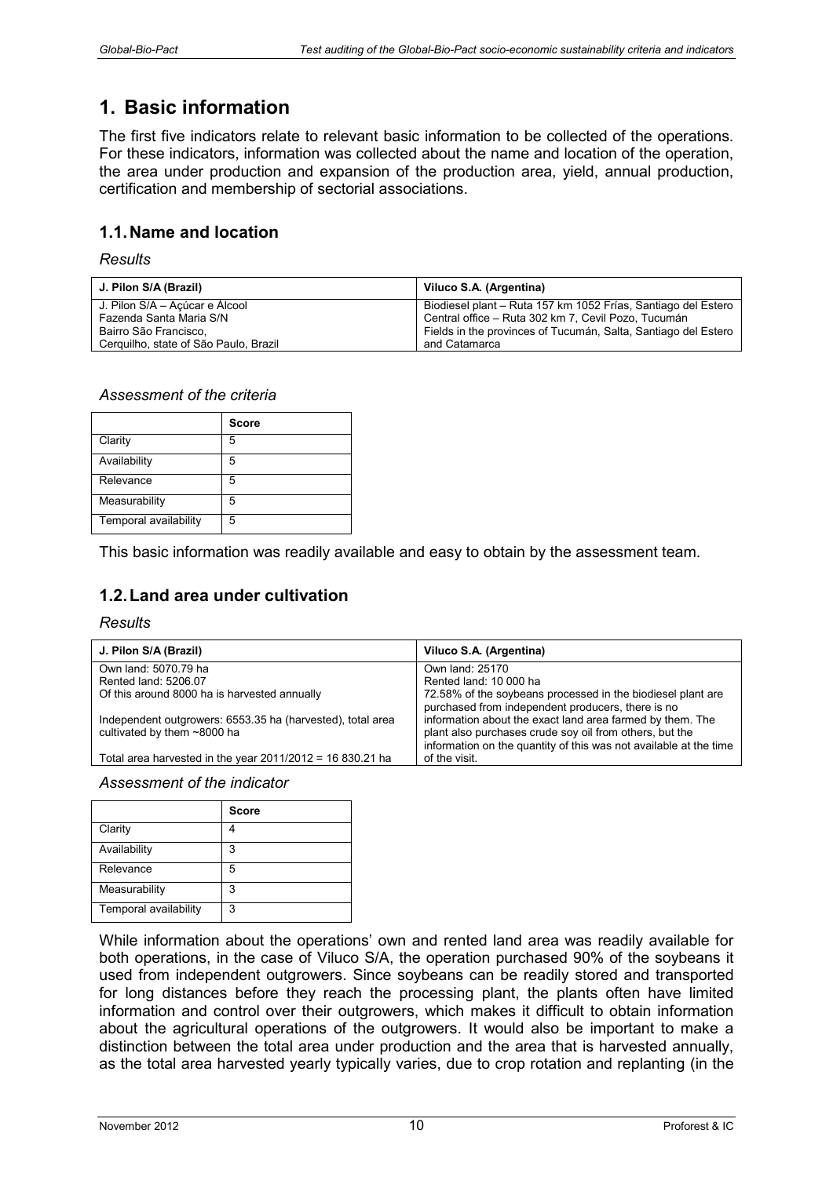// PARTIAL
# 1. Basic information

The first five indicators relate to relevant basic information to be collected of the operations. For these indicators, information was collected about the name and location of the operation, the area under production and expansion of the production area, yield, annual production, certification and membership of sectorial associations.

## 1.1. Name and location

*Results*

| J. Pilon S/A (Brazil) | Viluco S.A. (Argentina) |
|---|---|
| J. Pilon S/A – Açúcar e Álcool<br>Fazenda Santa Maria S/N<br>Bairro São Francisco,<br>Cerquilho, state of São Paulo, Brazil | Biodiesel plant – Ruta 157 km 1052 Frías, Santiago del Estero<br>Central office – Ruta 302 km 7, Cevil Pozo, Tucumán<br>Fields in the provinces of Tucumán, Salta, Santiago del Estero and Catamarca |

*Assessment of the criteria*

| | Score |
|---|---|
| Clarity | 5 |
| Availability | 5 |
| Relevance | 5 |
| Measurability | 5 |
| Temporal availability | 5 |

This basic information was readily available and easy to obtain by the assessment team.

## 1.2. Land area under cultivation

*Results*

| J. Pilon S/A (Brazil) | Viluco S.A. (Argentina) |
|---|---|
| Own land: 5070.79 ha<br>Rented land: 5206.07<br>Of this around 8000 ha is harvested annually<br><br>Independent outgrowers: 6553.35 ha (harvested), total area cultivated by them ~8000 ha<br><br>Total area harvested in the year 2011/2012 = 16 830.21 ha | Own land: 25170<br>Rented land: 10 000 ha<br>72.58% of the soybeans processed in the biodiesel plant are purchased from independent producers, there is no information about the exact land area farmed by them. The plant also purchases crude soy oil from others, but the information on the quantity of this was not available at the time of the visit. |

*Assessment of the indicator*

| | Score |
|---|---|
| Clarity | 4 |
| Availability | 3 |
| Relevance | 5 |
| Measurability | 3 |
| Temporal availability | 3 |

While information about the operations' own and rented land area was readily available for both operations, in the case of Viluco S/A, the operation purchased 90% of the soybeans it used from independent outgrowers. Since soybeans can be readily stored and transported for long distances before they reach the processing plant, the plants often have limited information and control over their outgrowers, which makes it difficult to obtain information about the agricultural operations of the outgrowers. It would also be important to make a distinction between the total area under production and the area that is harvested annually, as the total area harvested yearly typically varies, due to crop rotation and replanting (in the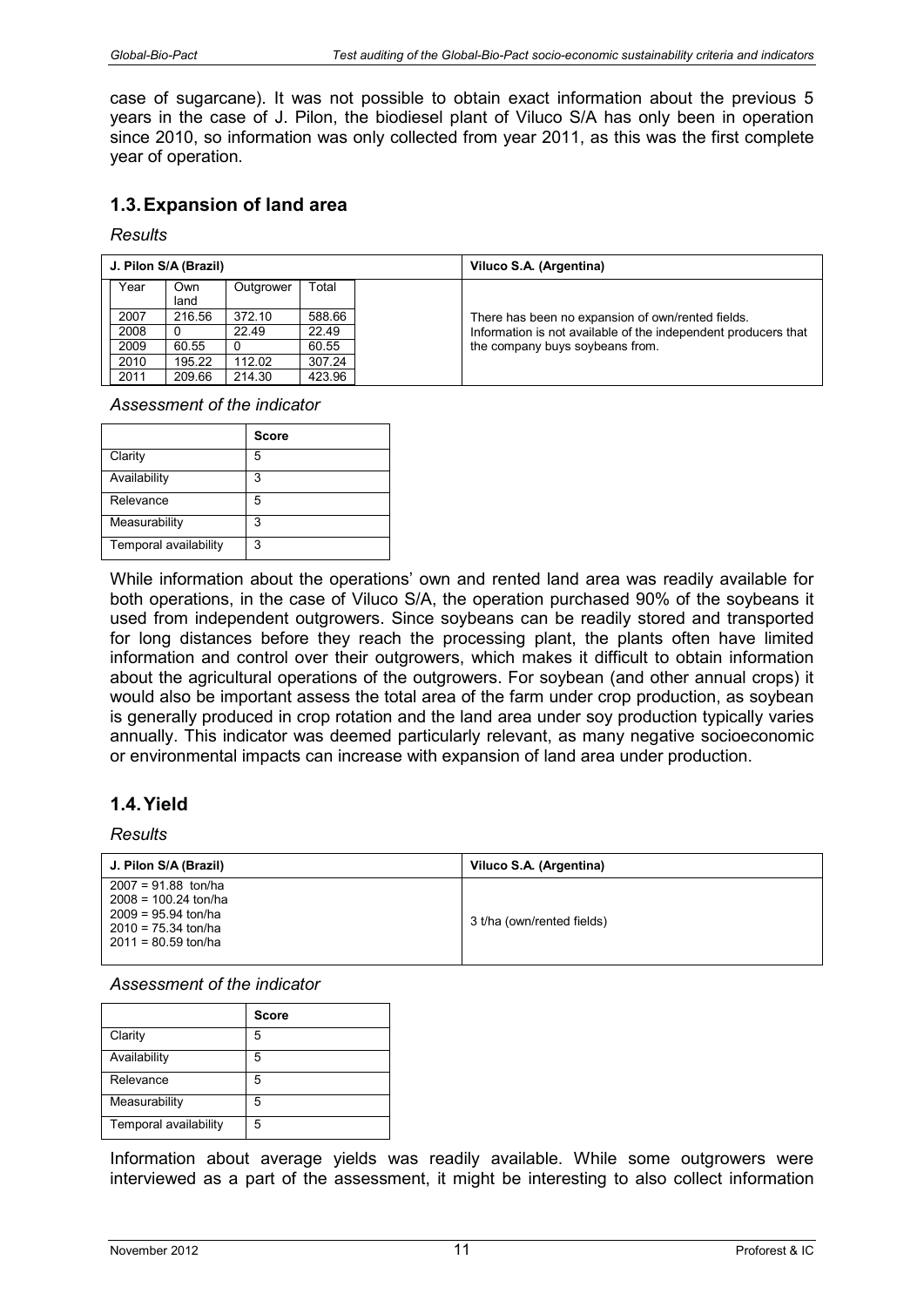case of sugarcane). It was not possible to obtain exact information about the previous 5 years in the case of J. Pilon, the biodiesel plant of Viluco S/A has only been in operation since 2010, so information was only collected from year 2011, as this was the first complete year of operation.

## 1.3. Expansion of land area

*Results*

| J. Pilon S/A (Brazil) | | | | Viluco S.A. (Argentina) |
|---|---|---|---|---|
| Year | Own land | Outgrower | Total | There has been no expansion of own/rented fields. Information is not available of the independent producers that the company buys soybeans from. |
| 2007 | 216.56 | 372.10 | 588.66 | |
| 2008 | 0 | 22.49 | 22.49 | |
| 2009 | 60.55 | 0 | 60.55 | |
| 2010 | 195.22 | 112.02 | 307.24 | |
| 2011 | 209.66 | 214.30 | 423.96 | |

*Assessment of the indicator*

| | Score |
|---|---|
| Clarity | 5 |
| Availability | 3 |
| Relevance | 5 |
| Measurability | 3 |
| Temporal availability | 3 |

While information about the operations' own and rented land area was readily available for both operations, in the case of Viluco S/A, the operation purchased 90% of the soybeans it used from independent outgrowers. Since soybeans can be readily stored and transported for long distances before they reach the processing plant, the plants often have limited information and control over their outgrowers, which makes it difficult to obtain information about the agricultural operations of the outgrowers. For soybean (and other annual crops) it would also be important assess the total area of the farm under crop production, as soybean is generally produced in crop rotation and the land area under soy production typically varies annually. This indicator was deemed particularly relevant, as many negative socioeconomic or environmental impacts can increase with expansion of land area under production.

## 1.4. Yield

*Results*

| J. Pilon S/A (Brazil) | Viluco S.A. (Argentina) |
|---|---|
| 2007 = 91.88 ton/ha<br>2008 = 100.24 ton/ha<br>2009 = 95.94 ton/ha<br>2010 = 75.34 ton/ha<br>2011 = 80.59 ton/ha | 3 t/ha (own/rented fields) |

*Assessment of the indicator*

| | Score |
|---|---|
| Clarity | 5 |
| Availability | 5 |
| Relevance | 5 |
| Measurability | 5 |
| Temporal availability | 5 |

Information about average yields was readily available. While some outgrowers were interviewed as a part of the assessment, it might be interesting to also collect information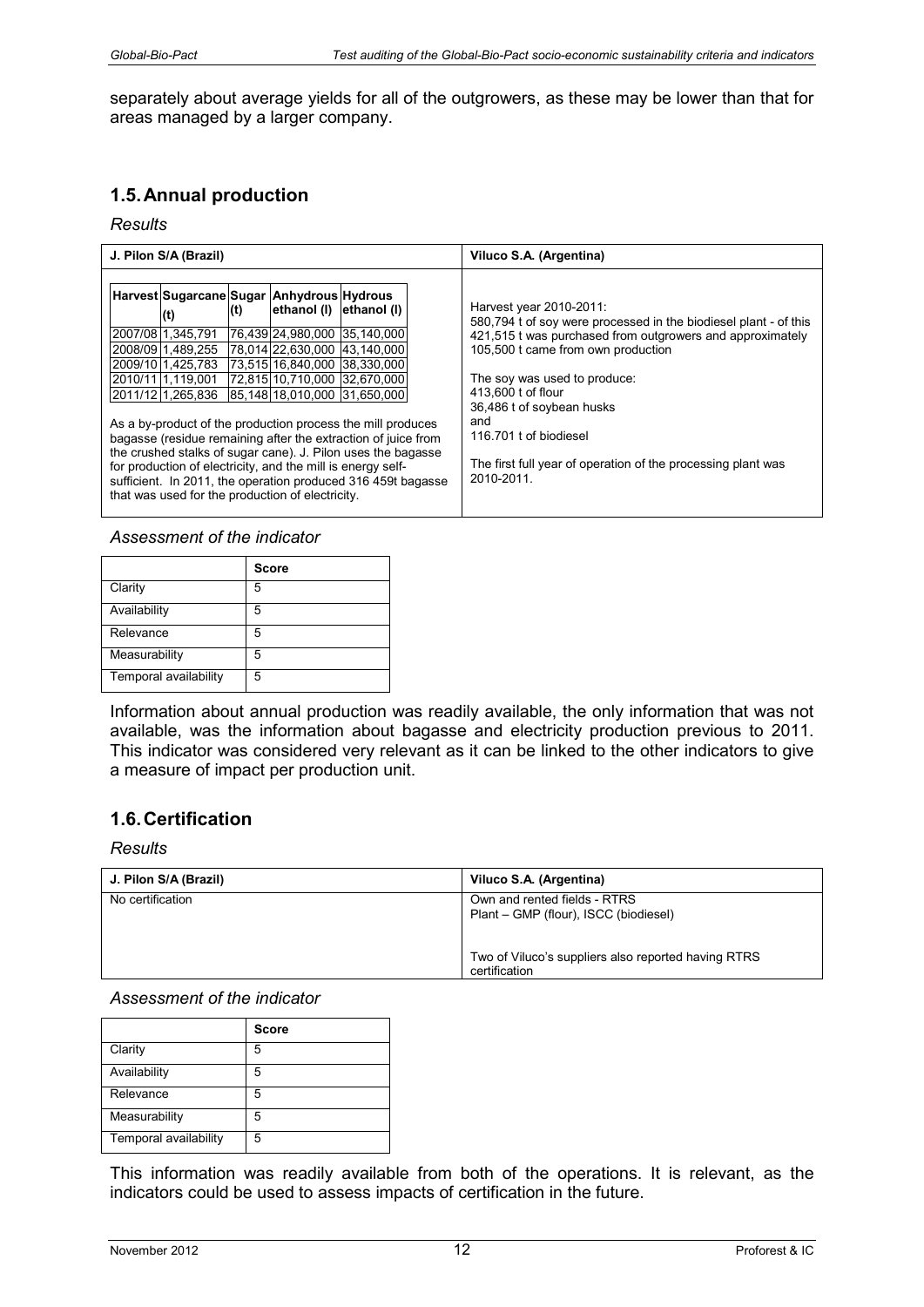separately about average yields for all of the outgrowers, as these may be lower than that for areas managed by a larger company.

## 1.5. Annual production

*Results*

| J. Pilon S/A (Brazil) | Viluco S.A. (Argentina) |
|---|---|
| (nested table below) As a by-product of the production process the mill produces bagasse (residue remaining after the extraction of juice from the crushed stalks of sugar cane). J. Pilon uses the bagasse for production of electricity, and the mill is energy self-sufficient. In 2011, the operation produced 316 459t bagasse that was used for the production of electricity. | Harvest year 2010-2011: 580,794 t of soy were processed in the biodiesel plant - of this 421,515 t was purchased from outgrowers and approximately 105,500 t came from own production. The soy was used to produce: 413,600 t of flour, 36,486 t of soybean husks and 116.701 t of biodiesel. The first full year of operation of the processing plant was 2010-2011. |

J. Pilon S/A (Brazil):

| Harvest | Sugarcane (t) | Sugar (t) | Anhydrous ethanol (l) | Hydrous ethanol (l) |
|---|---|---|---|---|
| 2007/08 | 1,345,791 | 76,439 | 24,980,000 | 35,140,000 |
| 2008/09 | 1,489,255 | 78,014 | 22,630,000 | 43,140,000 |
| 2009/10 | 1,425,783 | 73,515 | 16,840,000 | 38,330,000 |
| 2010/11 | 1,119,001 | 72,815 | 10,710,000 | 32,670,000 |
| 2011/12 | 1,265,836 | 85,148 | 18,010,000 | 31,650,000 |

*Assessment of the indicator*

| | Score |
|---|---|
| Clarity | 5 |
| Availability | 5 |
| Relevance | 5 |
| Measurability | 5 |
| Temporal availability | 5 |

Information about annual production was readily available, the only information that was not available, was the information about bagasse and electricity production previous to 2011. This indicator was considered very relevant as it can be linked to the other indicators to give a measure of impact per production unit.

## 1.6. Certification

*Results*

| J. Pilon S/A (Brazil) | Viluco S.A. (Argentina) |
|---|---|
| No certification | Own and rented fields - RTRS<br>Plant – GMP (flour), ISCC (biodiesel)<br><br>Two of Viluco's suppliers also reported having RTRS certification |

*Assessment of the indicator*

| | Score |
|---|---|
| Clarity | 5 |
| Availability | 5 |
| Relevance | 5 |
| Measurability | 5 |
| Temporal availability | 5 |

This information was readily available from both of the operations. It is relevant, as the indicators could be used to assess impacts of certification in the future.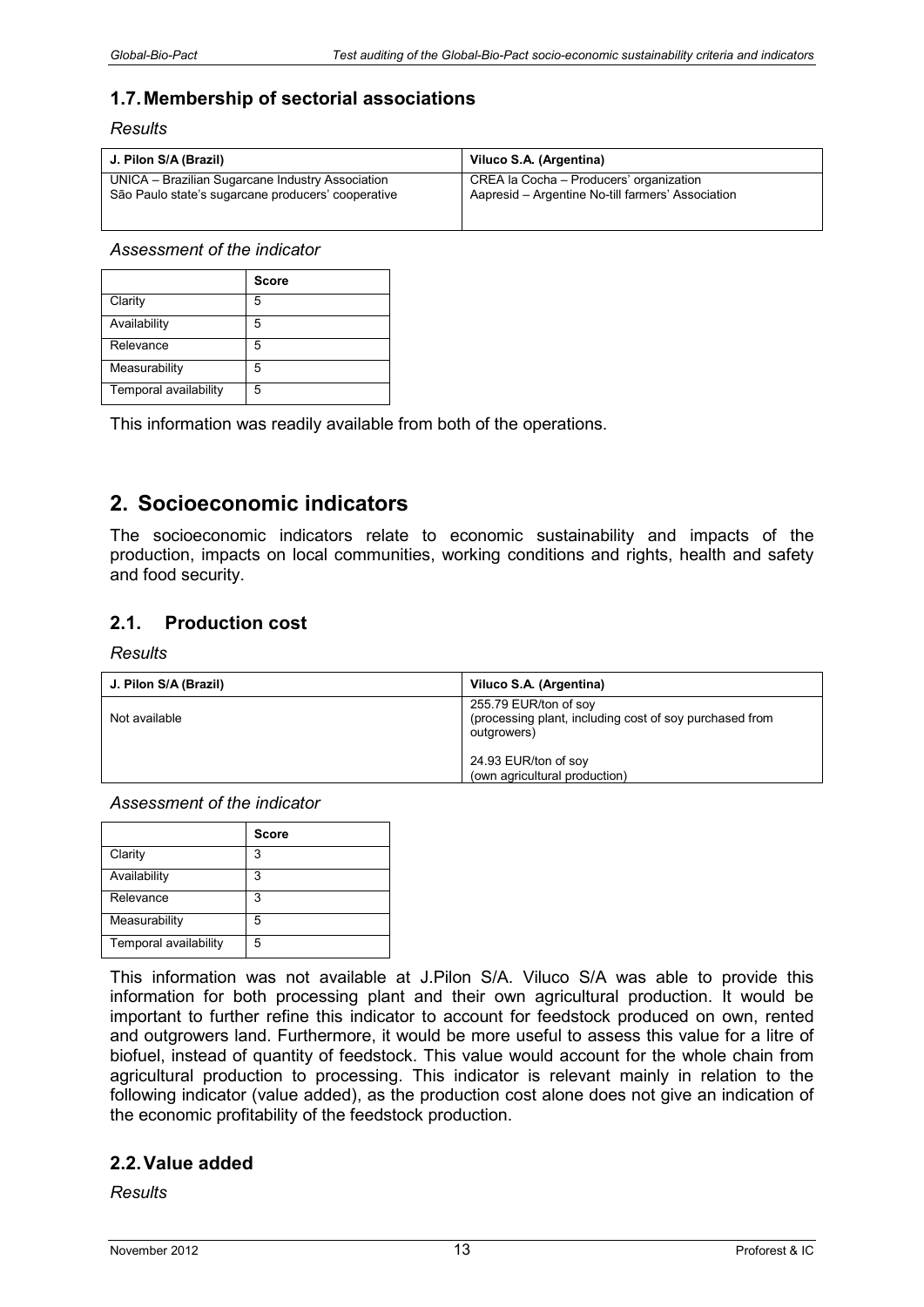## 1.7. Membership of sectorial associations

*Results*

| J. Pilon S/A (Brazil) | Viluco S.A. (Argentina) |
|---|---|
| UNICA – Brazilian Sugarcane Industry Association<br>São Paulo state's sugarcane producers' cooperative | CREA la Cocha – Producers' organization<br>Aapresid – Argentine No-till farmers' Association |

*Assessment of the indicator*

| | Score |
|---|---|
| Clarity | 5 |
| Availability | 5 |
| Relevance | 5 |
| Measurability | 5 |
| Temporal availability | 5 |

This information was readily available from both of the operations.

# 2. Socioeconomic indicators

The socioeconomic indicators relate to economic sustainability and impacts of the production, impacts on local communities, working conditions and rights, health and safety and food security.

## 2.1. Production cost

*Results*

| J. Pilon S/A (Brazil) | Viluco S.A. (Argentina) |
|---|---|
| Not available | 255.79 EUR/ton of soy<br>(processing plant, including cost of soy purchased from outgrowers)<br><br>24.93 EUR/ton of soy<br>(own agricultural production) |

*Assessment of the indicator*

| | Score |
|---|---|
| Clarity | 3 |
| Availability | 3 |
| Relevance | 3 |
| Measurability | 5 |
| Temporal availability | 5 |

This information was not available at J.Pilon S/A. Viluco S/A was able to provide this information for both processing plant and their own agricultural production. It would be important to further refine this indicator to account for feedstock produced on own, rented and outgrowers land. Furthermore, it would be more useful to assess this value for a litre of biofuel, instead of quantity of feedstock. This value would account for the whole chain from agricultural production to processing. This indicator is relevant mainly in relation to the following indicator (value added), as the production cost alone does not give an indication of the economic profitability of the feedstock production.

## 2.2. Value added

*Results*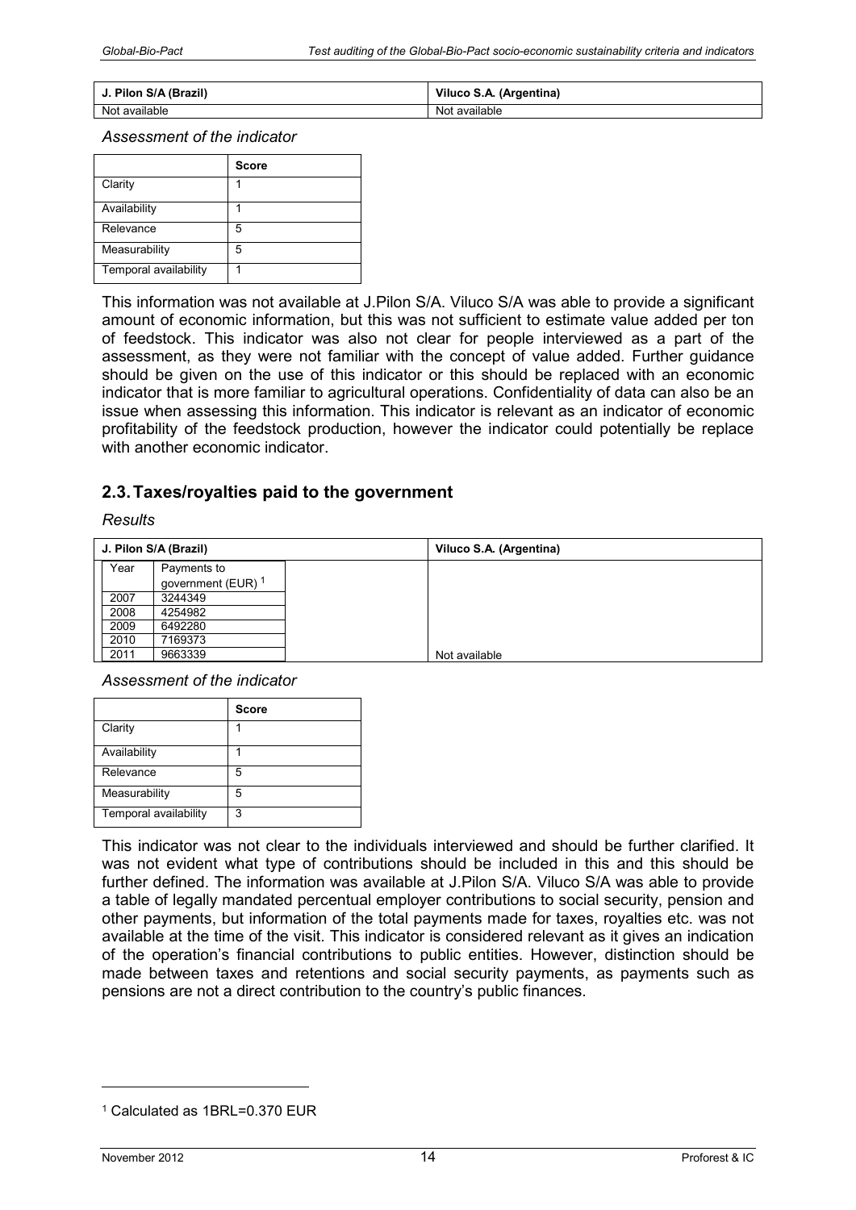| J. Pilon S/A (Brazil) | Viluco S.A. (Argentina) |
| --- | --- |
| Not available | Not available |

*Assessment of the indicator*

| | Score |
| --- | --- |
| Clarity | 1 |
| Availability | 1 |
| Relevance | 5 |
| Measurability | 5 |
| Temporal availability | 1 |

This information was not available at J.Pilon S/A. Viluco S/A was able to provide a significant amount of economic information, but this was not sufficient to estimate value added per ton of feedstock. This indicator was also not clear for people interviewed as a part of the assessment, as they were not familiar with the concept of value added. Further guidance should be given on the use of this indicator or this should be replaced with an economic indicator that is more familiar to agricultural operations. Confidentiality of data can also be an issue when assessing this information. This indicator is relevant as an indicator of economic profitability of the feedstock production, however the indicator could potentially be replace with another economic indicator.

## 2.3. Taxes/royalties paid to the government

*Results*

**J. Pilon S/A (Brazil)**

| Year | Payments to government (EUR) [1] |
| --- | --- |
| 2007 | 3244349 |
| 2008 | 4254982 |
| 2009 | 6492280 |
| 2010 | 7169373 |
| 2011 | 9663339 |

**Viluco S.A. (Argentina)**

Not available

*Assessment of the indicator*

| | Score |
| --- | --- |
| Clarity | 1 |
| Availability | 1 |
| Relevance | 5 |
| Measurability | 5 |
| Temporal availability | 3 |

This indicator was not clear to the individuals interviewed and should be further clarified. It was not evident what type of contributions should be included in this and this should be further defined. The information was available at J.Pilon S/A. Viluco S/A was able to provide a table of legally mandated percentual employer contributions to social security, pension and other payments, but information of the total payments made for taxes, royalties etc. was not available at the time of the visit. This indicator is considered relevant as it gives an indication of the operation's financial contributions to public entities. However, distinction should be made between taxes and retentions and social security payments, as payments such as pensions are not a direct contribution to the country's public finances.

---

[1] Calculated as 1BRL=0.370 EUR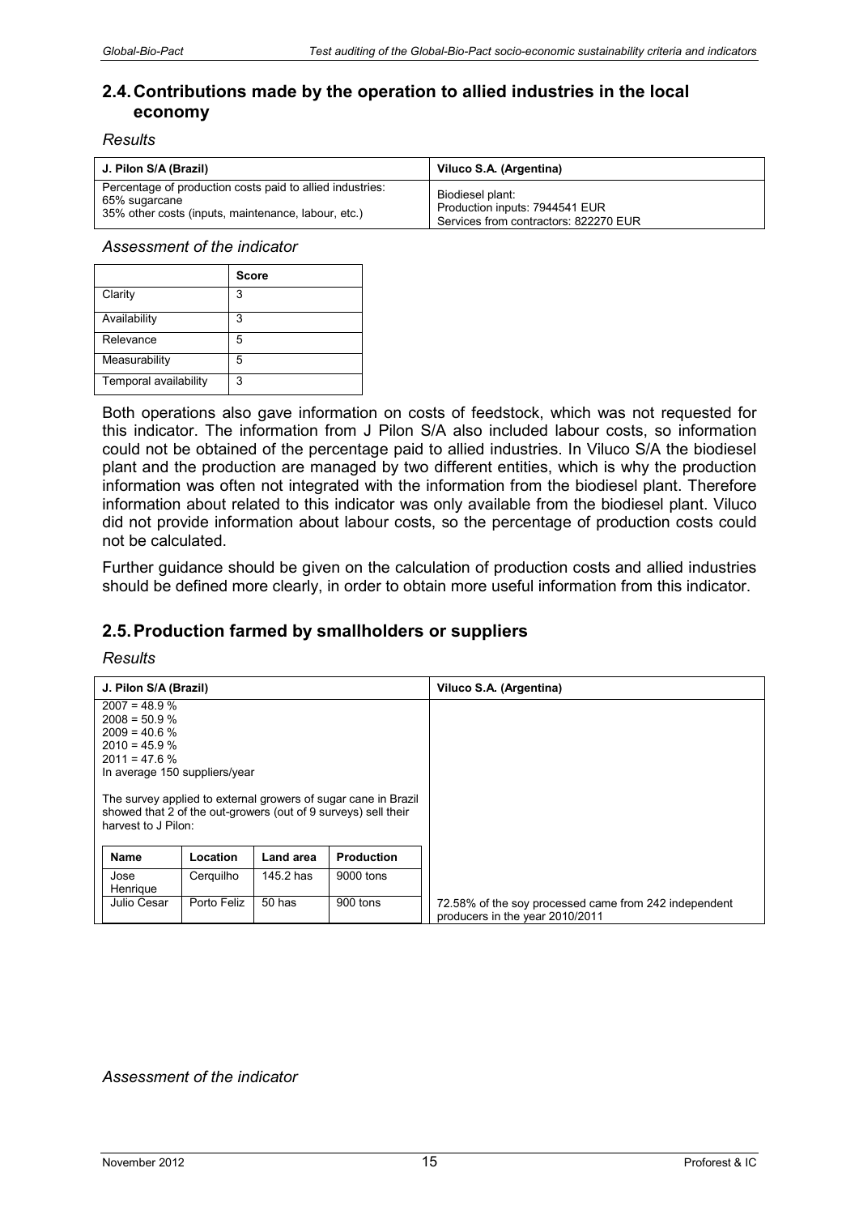## 2.4. Contributions made by the operation to allied industries in the local economy

*Results*

| J. Pilon S/A (Brazil) | Viluco S.A. (Argentina) |
|---|---|
| Percentage of production costs paid to allied industries:<br>65% sugarcane<br>35% other costs (inputs, maintenance, labour, etc.) | Biodiesel plant:<br>Production inputs: 7944541 EUR<br>Services from contractors: 822270 EUR |

*Assessment of the indicator*

| | Score |
|---|---|
| Clarity | 3 |
| Availability | 3 |
| Relevance | 5 |
| Measurability | 5 |
| Temporal availability | 3 |

Both operations also gave information on costs of feedstock, which was not requested for this indicator. The information from J Pilon S/A also included labour costs, so information could not be obtained of the percentage paid to allied industries. In Viluco S/A the biodiesel plant and the production are managed by two different entities, which is why the production information was often not integrated with the information from the biodiesel plant. Therefore information about related to this indicator was only available from the biodiesel plant. Viluco did not provide information about labour costs, so the percentage of production costs could not be calculated.

Further guidance should be given on the calculation of production costs and allied industries should be defined more clearly, in order to obtain more useful information from this indicator.

## 2.5. Production farmed by smallholders or suppliers

*Results*

| J. Pilon S/A (Brazil) | Viluco S.A. (Argentina) |
|---|---|
| 2007 = 48.9 %<br>2008 = 50.9 %<br>2009 = 40.6 %<br>2010 = 45.9 %<br>2011 = 47.6 %<br>In average 150 suppliers/year<br><br>The survey applied to external growers of sugar cane in Brazil showed that 2 of the out-growers (out of 9 surveys) sell their harvest to J Pilon:<br><br>Name / Location / Land area / Production<br>Jose Henrique / Cerquilho / 145.2 has / 9000 tons<br>Julio Cesar / Porto Feliz / 50 has / 900 tons | 72.58% of the soy processed came from 242 independent producers in the year 2010/2011 |

*Assessment of the indicator*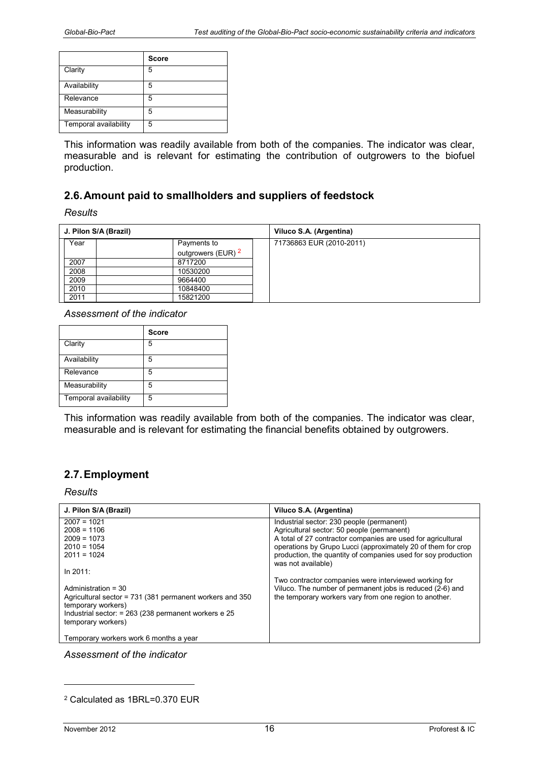| | Score |
|---|---|
| Clarity | 5 |
| Availability | 5 |
| Relevance | 5 |
| Measurability | 5 |
| Temporal availability | 5 |

This information was readily available from both of the companies. The indicator was clear, measurable and is relevant for estimating the contribution of outgrowers to the biofuel production.

## 2.6. Amount paid to smallholders and suppliers of feedstock

*Results*

| J. Pilon S/A (Brazil) | | Viluco S.A. (Argentina) |
|---|---|---|
| Year | Payments to outgrowers (EUR) [2] | 71736863 EUR (2010-2011) |
| 2007 | 8717200 | |
| 2008 | 10530200 | |
| 2009 | 9664400 | |
| 2010 | 10848400 | |
| 2011 | 15821200 | |

*Assessment of the indicator*

| | Score |
|---|---|
| Clarity | 5 |
| Availability | 5 |
| Relevance | 5 |
| Measurability | 5 |
| Temporal availability | 5 |

This information was readily available from both of the companies. The indicator was clear, measurable and is relevant for estimating the financial benefits obtained by outgrowers.

## 2.7. Employment

*Results*

| J. Pilon S/A (Brazil) | Viluco S.A. (Argentina) |
|---|---|
| 2007 = 1021<br>2008 = 1106<br>2009 = 1073<br>2010 = 1054<br>2011 = 1024<br><br>In 2011:<br><br>Administration = 30<br>Agricultural sector = 731 (381 permanent workers and 350 temporary workers)<br>Industrial sector: = 263 (238 permanent workers e 25 temporary workers)<br><br>Temporary workers work 6 months a year | Industrial sector: 230 people (permanent)<br>Agricultural sector: 50 people (permanent)<br>A total of 27 contractor companies are used for agricultural operations by Grupo Lucci (approximately 20 of them for crop production, the quantity of companies used for soy production was not available)<br><br>Two contractor companies were interviewed working for Viluco. The number of permanent jobs is reduced (2-6) and the temporary workers vary from one region to another. |

*Assessment of the indicator*

[2] Calculated as 1BRL=0.370 EUR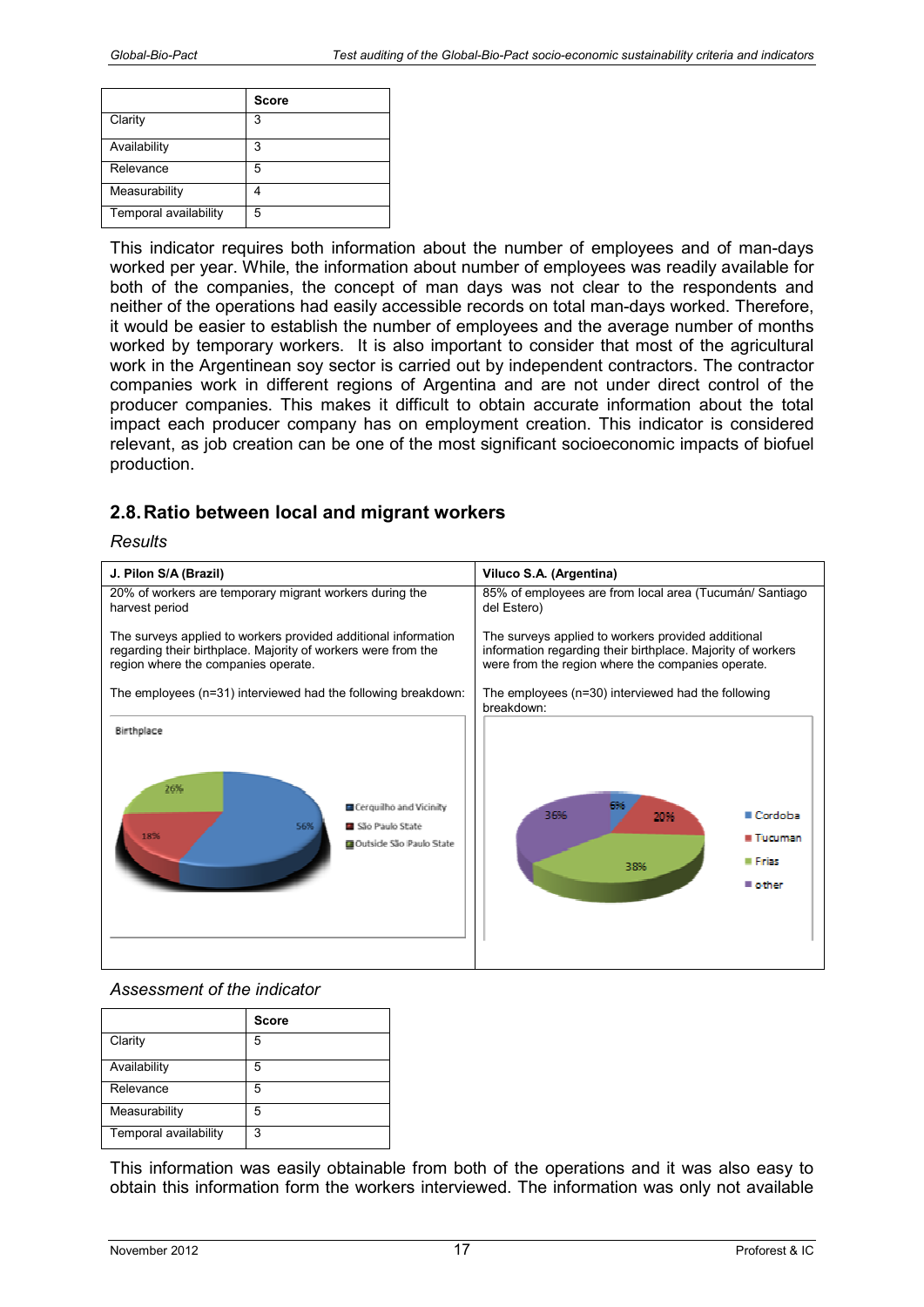|  | Score |
|---|---|
| Clarity | 3 |
| Availability | 3 |
| Relevance | 5 |
| Measurability | 4 |
| Temporal availability | 5 |

This indicator requires both information about the number of employees and of man-days worked per year. While, the information about number of employees was readily available for both of the companies, the concept of man days was not clear to the respondents and neither of the operations had easily accessible records on total man-days worked. Therefore, it would be easier to establish the number of employees and the average number of months worked by temporary workers. It is also important to consider that most of the agricultural work in the Argentinean soy sector is carried out by independent contractors. The contractor companies work in different regions of Argentina and are not under direct control of the producer companies. This makes it difficult to obtain accurate information about the total impact each producer company has on employment creation. This indicator is considered relevant, as job creation can be one of the most significant socioeconomic impacts of biofuel production.

## 2.8. Ratio between local and migrant workers

*Results*

| J. Pilon S/A (Brazil) | Viluco S.A. (Argentina) |
|---|---|
| 20% of workers are temporary migrant workers during the harvest period<br><br>The surveys applied to workers provided additional information regarding their birthplace. Majority of workers were from the region where the companies operate.<br><br>The employees (n=31) interviewed had the following breakdown: | 85% of employees are from local area (Tucumán/ Santiago del Estero)<br><br>The surveys applied to workers provided additional information regarding their birthplace. Majority of workers were from the region where the companies operate.<br><br>The employees (n=30) interviewed had the following breakdown: |
| Birthplace: Cerquilho and Vicinity 56%; São Paulo State 18%; Outside São Paulo State 26% | Cordoba 6%; Tucuman 20%; Frias 38%; other 36% |

*Assessment of the indicator*

|  | Score |
|---|---|
| Clarity | 5 |
| Availability | 5 |
| Relevance | 5 |
| Measurability | 5 |
| Temporal availability | 3 |

This information was easily obtainable from both of the operations and it was also easy to obtain this information form the workers interviewed. The information was only not available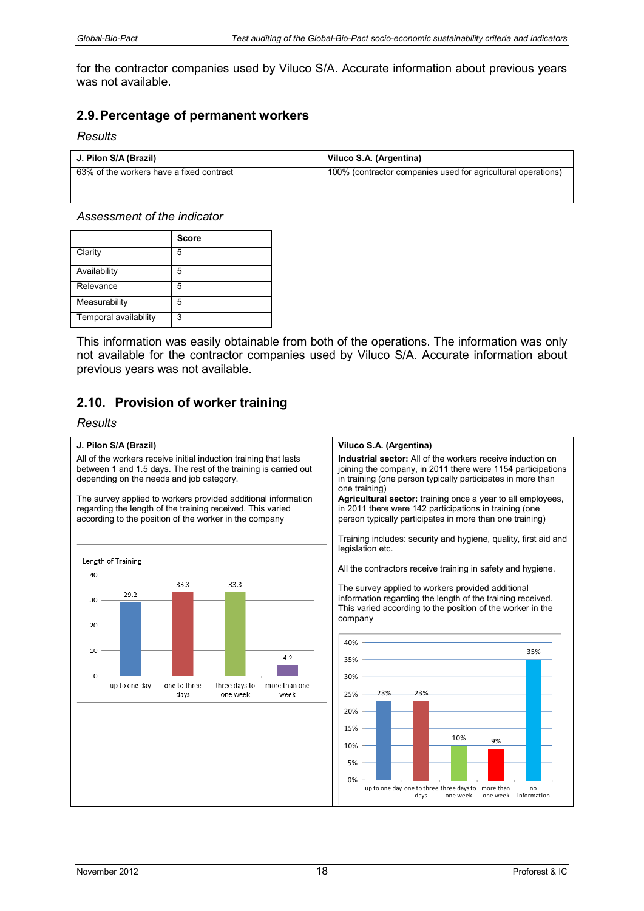for the contractor companies used by Viluco S/A. Accurate information about previous years was not available.

## 2.9. Percentage of permanent workers

*Results*

| J. Pilon S/A (Brazil) | Viluco S.A. (Argentina) |
|---|---|
| 63% of the workers have a fixed contract | 100% (contractor companies used for agricultural operations) |

*Assessment of the indicator*

| | Score |
|---|---|
| Clarity | 5 |
| Availability | 5 |
| Relevance | 5 |
| Measurability | 5 |
| Temporal availability | 3 |

This information was easily obtainable from both of the operations. The information was only not available for the contractor companies used by Viluco S/A. Accurate information about previous years was not available.

## 2.10. Provision of worker training

*Results*

| J. Pilon S/A (Brazil) | Viluco S.A. (Argentina) |
|---|---|
| All of the workers receive initial induction training that lasts between 1 and 1.5 days. The rest of the training is carried out depending on the needs and job category.<br><br>The survey applied to workers provided additional information regarding the length of the training received. This varied according to the position of the worker in the company | **Industrial sector:** All of the workers receive induction on joining the company, in 2011 there were 1154 participations in training (one person typically participates in more than one training)<br>**Agricultural sector:** training once a year to all employees, in 2011 there were 142 participations in training (one person typically participates in more than one training)<br><br>Training includes: security and hygiene, quality, first aid and legislation etc.<br><br>All the contractors receive training in safety and hygiene.<br><br>The survey applied to workers provided additional information regarding the length of the training received. This varied according to the position of the worker in the company |
| Length of Training<br>up to one day: 29.2<br>one to three days: 33.3<br>three days to one week: 33.3<br>more than one week: 4.2 | up to one day: 23%<br>one to three days: 23%<br>three days to one week: 10%<br>more than one week: 9%<br>no information: 35% |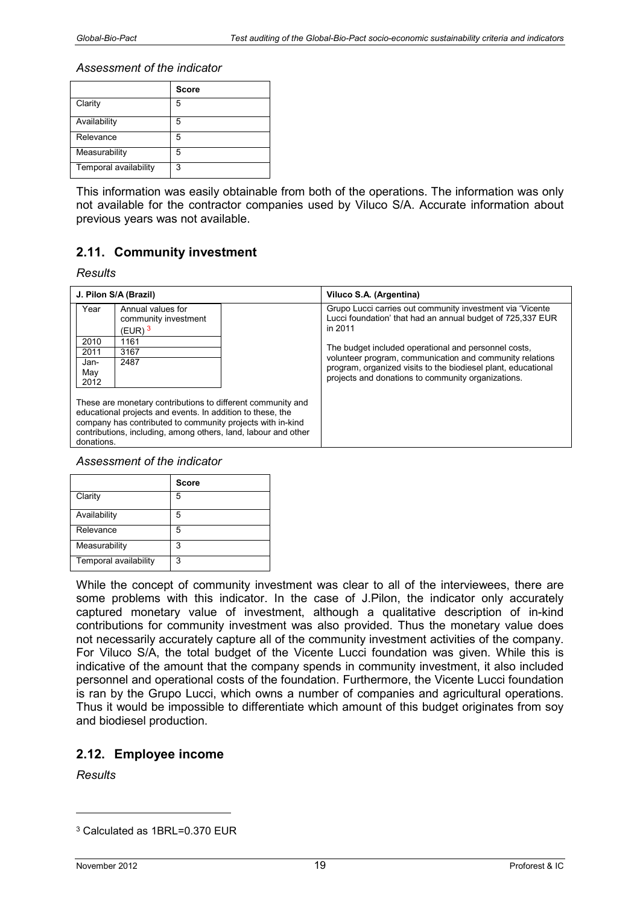*Assessment of the indicator*

| | Score |
|---|---|
| Clarity | 5 |
| Availability | 5 |
| Relevance | 5 |
| Measurability | 5 |
| Temporal availability | 3 |

This information was easily obtainable from both of the operations. The information was only not available for the contractor companies used by Viluco S/A. Accurate information about previous years was not available.

## 2.11. Community investment

*Results*

**J. Pilon S/A (Brazil)**

| Year | Annual values for community investment (EUR) [3] |
|---|---|
| 2010 | 1161 |
| 2011 | 3167 |
| Jan-May 2012 | 2487 |

These are monetary contributions to different community and educational projects and events. In addition to these, the company has contributed to community projects with in-kind contributions, including, among others, land, labour and other donations.

**Viluco S.A. (Argentina)**

Grupo Lucci carries out community investment via 'Vicente Lucci foundation' that had an annual budget of 725,337 EUR in 2011

The budget included operational and personnel costs, volunteer program, communication and community relations program, organized visits to the biodiesel plant, educational projects and donations to community organizations.

*Assessment of the indicator*

| | Score |
|---|---|
| Clarity | 5 |
| Availability | 5 |
| Relevance | 5 |
| Measurability | 3 |
| Temporal availability | 3 |

While the concept of community investment was clear to all of the interviewees, there are some problems with this indicator. In the case of J.Pilon, the indicator only accurately captured monetary value of investment, although a qualitative description of in-kind contributions for community investment was also provided. Thus the monetary value does not necessarily accurately capture all of the community investment activities of the company. For Viluco S/A, the total budget of the Vicente Lucci foundation was given. While this is indicative of the amount that the company spends in community investment, it also included personnel and operational costs of the foundation. Furthermore, the Vicente Lucci foundation is ran by the Grupo Lucci, which owns a number of companies and agricultural operations. Thus it would be impossible to differentiate which amount of this budget originates from soy and biodiesel production.

## 2.12. Employee income

*Results*

[3] Calculated as 1BRL=0.370 EUR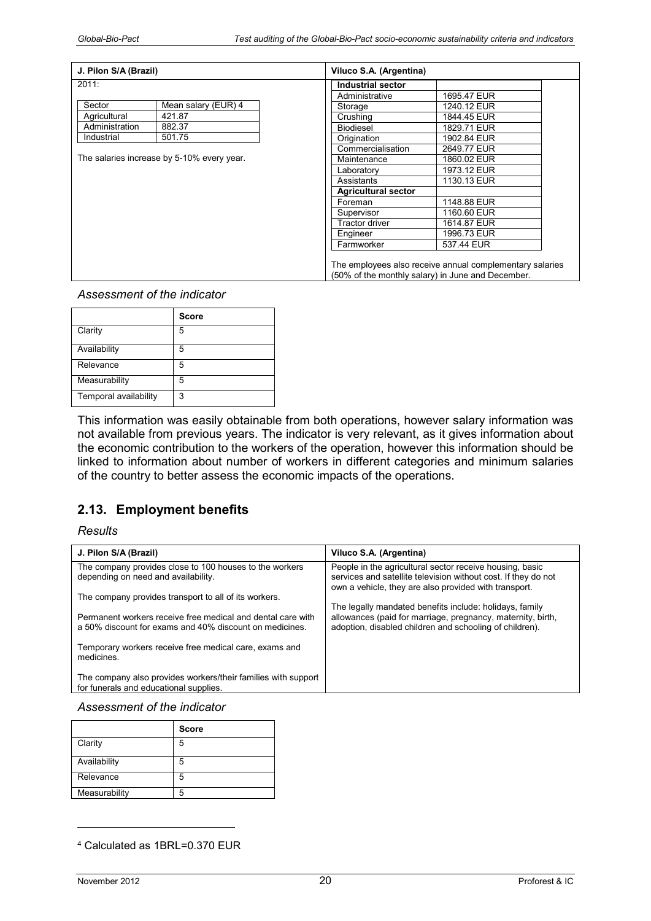| J. Pilon S/A (Brazil) | Viluco S.A. (Argentina) |
|---|---|
| 2011:<br><br>Sector / Mean salary (EUR) [4]<br>Agricultural / 421.87<br>Administration / 882.37<br>Industrial / 501.75<br><br>The salaries increase by 5-10% every year. | **Industrial sector**<br>Administrative / 1695.47 EUR<br>Storage / 1240.12 EUR<br>Crushing / 1844.45 EUR<br>Biodiesel / 1829.71 EUR<br>Origination / 1902.84 EUR<br>Commercialisation / 2649.77 EUR<br>Maintenance / 1860.02 EUR<br>Laboratory / 1973.12 EUR<br>Assistants / 1130.13 EUR<br>**Agricultural sector**<br>Foreman / 1148.88 EUR<br>Supervisor / 1160.60 EUR<br>Tractor driver / 1614.87 EUR<br>Engineer / 1996.73 EUR<br>Farmworker / 537.44 EUR<br><br>The employees also receive annual complementary salaries (50% of the monthly salary) in June and December. |

*Assessment of the indicator*

| | Score |
|---|---|
| Clarity | 5 |
| Availability | 5 |
| Relevance | 5 |
| Measurability | 5 |
| Temporal availability | 3 |

This information was easily obtainable from both operations, however salary information was not available from previous years. The indicator is very relevant, as it gives information about the economic contribution to the workers of the operation, however this information should be linked to information about number of workers in different categories and minimum salaries of the country to better assess the economic impacts of the operations.

## 2.13. Employment benefits

*Results*

| J. Pilon S/A (Brazil) | Viluco S.A. (Argentina) |
|---|---|
| The company provides close to 100 houses to the workers depending on need and availability.<br><br>The company provides transport to all of its workers.<br><br>Permanent workers receive free medical and dental care with a 50% discount for exams and 40% discount on medicines.<br><br>Temporary workers receive free medical care, exams and medicines.<br><br>The company also provides workers/their families with support for funerals and educational supplies. | People in the agricultural sector receive housing, basic services and satellite television without cost. If they do not own a vehicle, they are also provided with transport.<br><br>The legally mandated benefits include: holidays, family allowances (paid for marriage, pregnancy, maternity, birth, adoption, disabled children and schooling of children). |

*Assessment of the indicator*

| | Score |
|---|---|
| Clarity | 5 |
| Availability | 5 |
| Relevance | 5 |
| Measurability | 5 |

[4] Calculated as 1BRL=0.370 EUR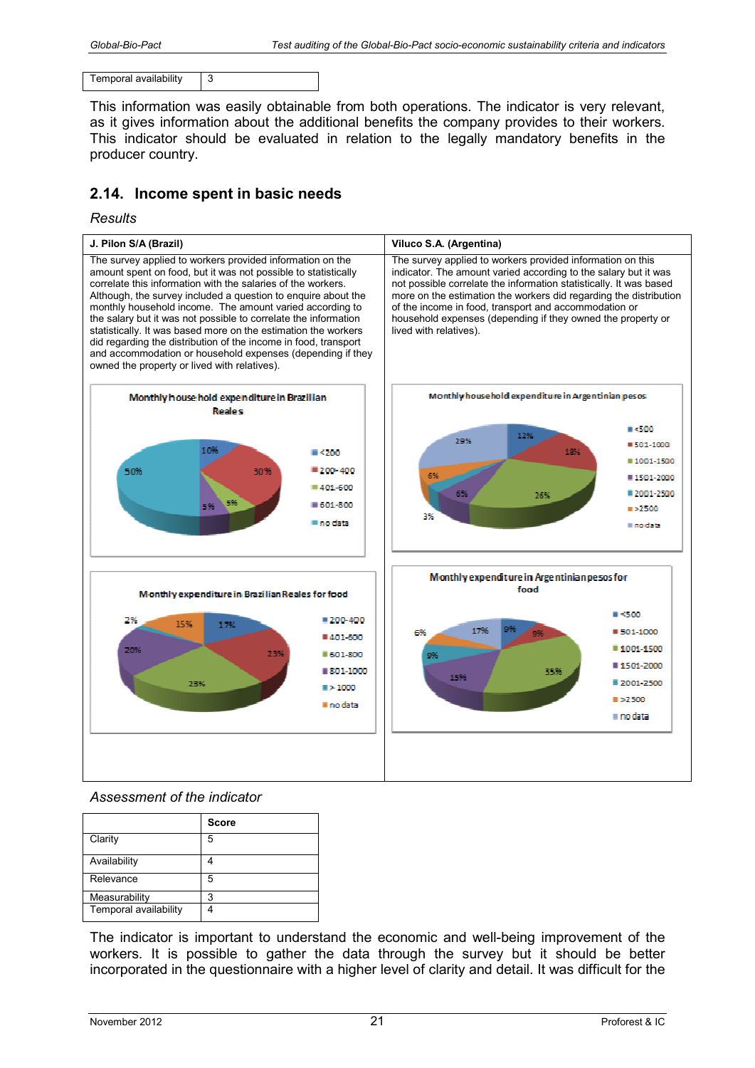| Temporal availability | 3 |
|---|---|

This information was easily obtainable from both operations. The indicator is very relevant, as it gives information about the additional benefits the company provides to their workers. This indicator should be evaluated in relation to the legally mandatory benefits in the producer country.

## 2.14. Income spent in basic needs

*Results*

| J. Pilon S/A (Brazil) | Viluco S.A. (Argentina) |
|---|---|
| The survey applied to workers provided information on the amount spent on food, but it was not possible to statistically correlate this information with the salaries of the workers. Although, the survey included a question to enquire about the monthly household income. The amount varied according to the salary but it was not possible to correlate the information statistically. It was based more on the estimation the workers did regarding the distribution of the income in food, transport and accommodation or household expenses (depending if they owned the property or lived with relatives). | The survey applied to workers provided information on this indicator. The amount varied according to the salary but it was not possible correlate the information statistically. It was based more on the estimation the workers did regarding the distribution of the income in food, transport and accommodation or household expenses (depending if they owned the property or lived with relatives). |

**Monthly household expenditure in Brazilian Reales**

| Category | Share |
|---|---|
| <200 | 10% |
| 200-400 | 30% |
| 401-600 | 5% |
| 601-800 | 5% |
| no data | 50% |

**Monthly household expenditure in Argentinian pesos**

| Category | Share |
|---|---|
| <500 | 12% |
| 501-1000 | 18% |
| 1001-1500 | 26% |
| 1501-2000 | 6% |
| 2001-2500 | 3% |
| >2500 | 6% |
| no data | 29% |

**Monthly expenditure in Brazilian Reales for food**

| Category | Share |
|---|---|
| 200-400 | 17% |
| 401-600 | 23% |
| 601-800 | 23% |
| 801-1000 | 20% |
| > 1000 | 2% |
| no data | 15% |

**Monthly expenditure in Argentinian pesos for food**

| Category | Share |
|---|---|
| <500 | 9% |
| 501-1000 | 9% |
| 1001-1500 | 35% |
| 1501-2000 | 15% |
| 2001-2500 | 9% |
| >2500 | 6% |
| no data | 17% |

*Assessment of the indicator*

| | Score |
|---|---|
| Clarity | 5 |
| Availability | 4 |
| Relevance | 5 |
| Measurability | 3 |
| Temporal availability | 4 |

The indicator is important to understand the economic and well-being improvement of the workers. It is possible to gather the data through the survey but it should be better incorporated in the questionnaire with a higher level of clarity and detail. It was difficult for the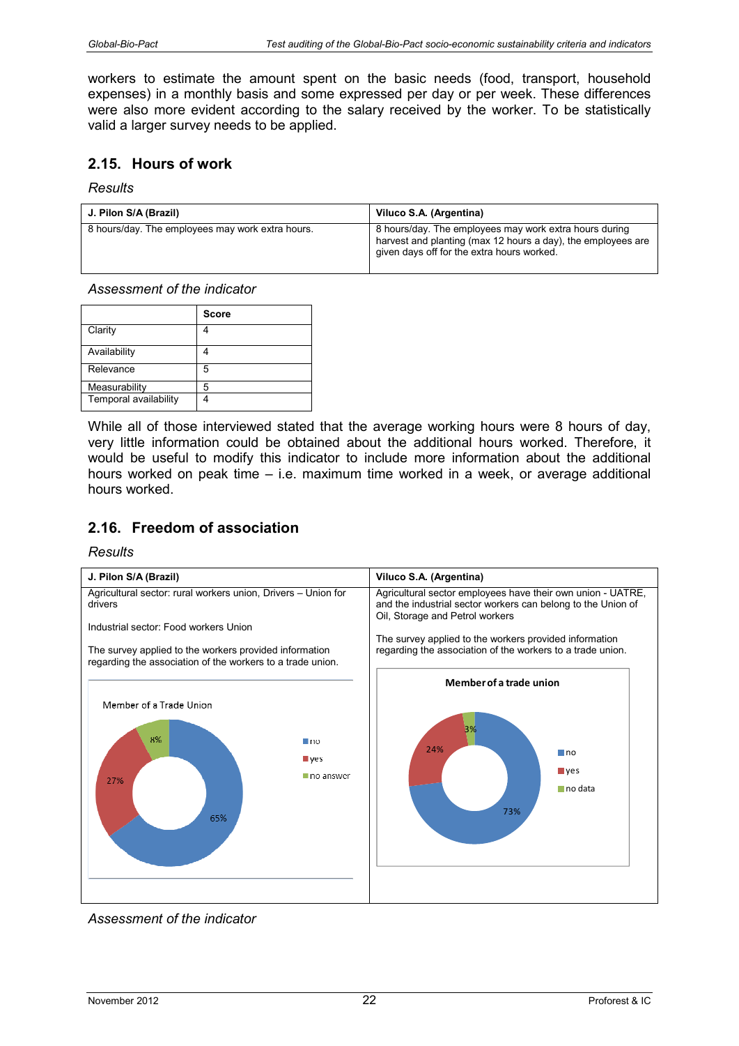workers to estimate the amount spent on the basic needs (food, transport, household expenses) in a monthly basis and some expressed per day or per week. These differences were also more evident according to the salary received by the worker. To be statistically valid a larger survey needs to be applied.

## 2.15. Hours of work

*Results*

| J. Pilon S/A (Brazil) | Viluco S.A. (Argentina) |
|---|---|
| 8 hours/day. The employees may work extra hours. | 8 hours/day. The employees may work extra hours during harvest and planting (max 12 hours a day), the employees are given days off for the extra hours worked. |

*Assessment of the indicator*

| | Score |
|---|---|
| Clarity | 4 |
| Availability | 4 |
| Relevance | 5 |
| Measurability | 5 |
| Temporal availability | 4 |

While all of those interviewed stated that the average working hours were 8 hours of day, very little information could be obtained about the additional hours worked. Therefore, it would be useful to modify this indicator to include more information about the additional hours worked on peak time – i.e. maximum time worked in a week, or average additional hours worked.

## 2.16. Freedom of association

*Results*

| J. Pilon S/A (Brazil) | Viluco S.A. (Argentina) |
|---|---|
| Agricultural sector: rural workers union, Drivers – Union for drivers<br><br>Industrial sector: Food workers Union<br><br>The survey applied to the workers provided information regarding the association of the workers to a trade union.<br><br>Member of a Trade Union: no 65%, yes 27%, no answer 8% | Agricultural sector employees have their own union - UATRE, and the industrial sector workers can belong to the Union of Oil, Storage and Petrol workers<br><br>The survey applied to the workers provided information regarding the association of the workers to a trade union.<br><br>Member of a trade union: no 73%, yes 24%, no data 3% |

*Assessment of the indicator*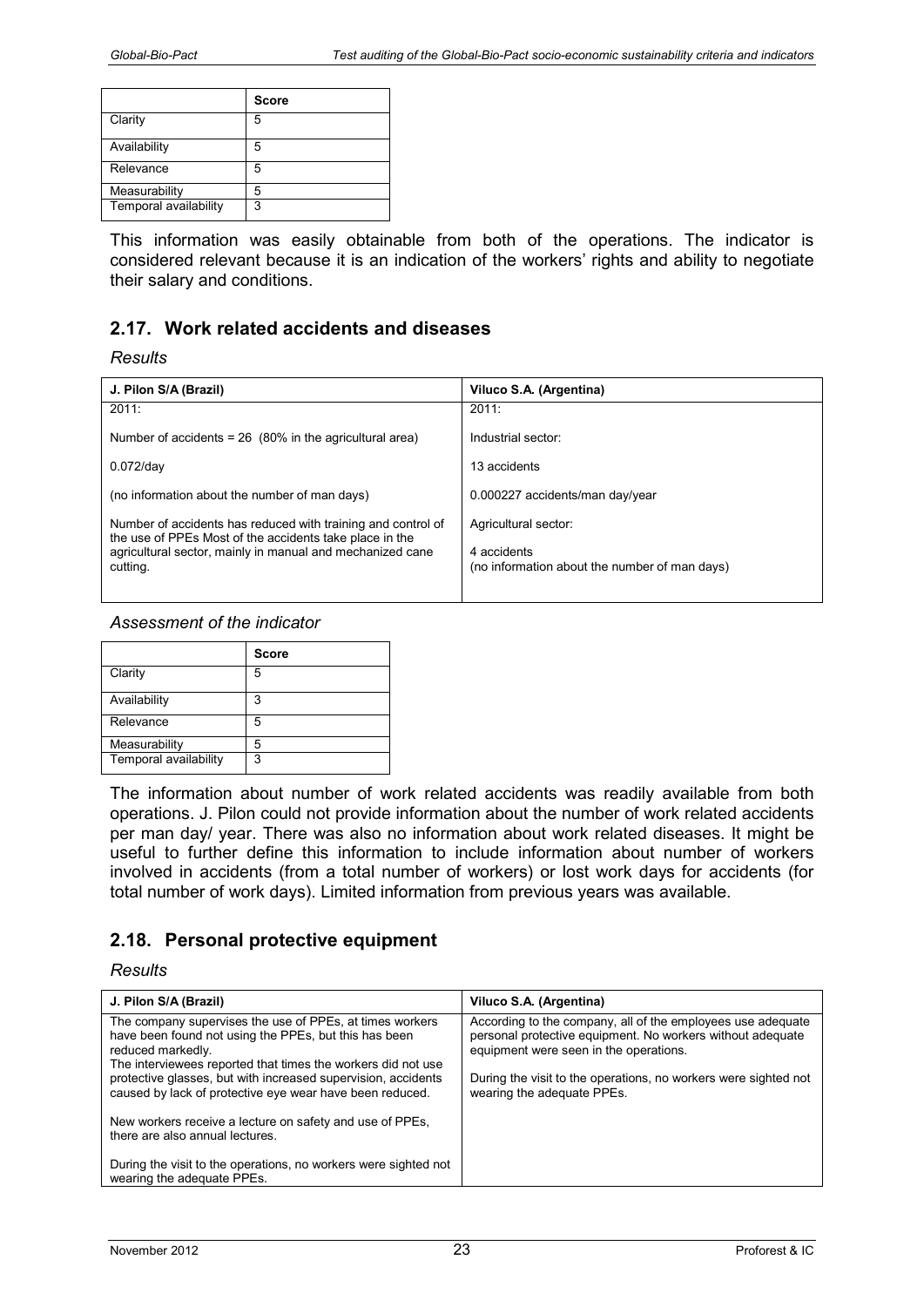| | Score |
|---|---|
| Clarity | 5 |
| Availability | 5 |
| Relevance | 5 |
| Measurability | 5 |
| Temporal availability | 3 |

This information was easily obtainable from both of the operations. The indicator is considered relevant because it is an indication of the workers' rights and ability to negotiate their salary and conditions.

## 2.17. Work related accidents and diseases

*Results*

| J. Pilon S/A (Brazil) | Viluco S.A. (Argentina) |
|---|---|
| 2011:<br><br>Number of accidents = 26 (80% in the agricultural area)<br><br>0.072/day<br><br>(no information about the number of man days)<br><br>Number of accidents has reduced with training and control of the use of PPEs Most of the accidents take place in the agricultural sector, mainly in manual and mechanized cane cutting. | 2011:<br><br>Industrial sector:<br><br>13 accidents<br><br>0.000227 accidents/man day/year<br><br>Agricultural sector:<br><br>4 accidents<br>(no information about the number of man days) |

*Assessment of the indicator*

| | Score |
|---|---|
| Clarity | 5 |
| Availability | 3 |
| Relevance | 5 |
| Measurability | 5 |
| Temporal availability | 3 |

The information about number of work related accidents was readily available from both operations. J. Pilon could not provide information about the number of work related accidents per man day/ year. There was also no information about work related diseases. It might be useful to further define this information to include information about number of workers involved in accidents (from a total number of workers) or lost work days for accidents (for total number of work days). Limited information from previous years was available.

## 2.18. Personal protective equipment

*Results*

| J. Pilon S/A (Brazil) | Viluco S.A. (Argentina) |
|---|---|
| The company supervises the use of PPEs, at times workers have been found not using the PPEs, but this has been reduced markedly.<br>The interviewees reported that times the workers did not use protective glasses, but with increased supervision, accidents caused by lack of protective eye wear have been reduced.<br><br>New workers receive a lecture on safety and use of PPEs, there are also annual lectures.<br><br>During the visit to the operations, no workers were sighted not wearing the adequate PPEs. | According to the company, all of the employees use adequate personal protective equipment. No workers without adequate equipment were seen in the operations.<br><br>During the visit to the operations, no workers were sighted not wearing the adequate PPEs. |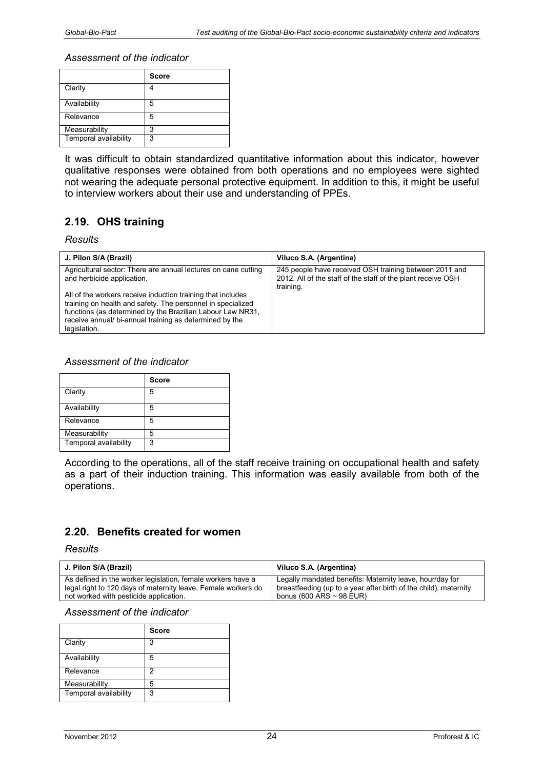*Assessment of the indicator*

| | Score |
|---|---|
| Clarity | 4 |
| Availability | 5 |
| Relevance | 5 |
| Measurability | 3 |
| Temporal availability | 3 |

It was difficult to obtain standardized quantitative information about this indicator, however qualitative responses were obtained from both operations and no employees were sighted not wearing the adequate personal protective equipment. In addition to this, it might be useful to interview workers about their use and understanding of PPEs.

## 2.19. OHS training

*Results*

| J. Pilon S/A (Brazil) | Viluco S.A. (Argentina) |
|---|---|
| Agricultural sector: There are annual lectures on cane cutting and herbicide application.<br><br>All of the workers receive induction training that includes training on health and safety. The personnel in specialized functions (as determined by the Brazilian Labour Law NR31, receive annual/ bi-annual training as determined by the legislation. | 245 people have received OSH training between 2011 and 2012. All of the staff of the staff of the plant receive OSH training. |

*Assessment of the indicator*

| | Score |
|---|---|
| Clarity | 5 |
| Availability | 5 |
| Relevance | 5 |
| Measurability | 5 |
| Temporal availability | 3 |

According to the operations, all of the staff receive training on occupational health and safety as a part of their induction training. This information was easily available from both of the operations.

## 2.20. Benefits created for women

*Results*

| J. Pilon S/A (Brazil) | Viluco S.A. (Argentina) |
|---|---|
| As defined in the worker legislation, female workers have a legal right to 120 days of maternity leave. Female workers do not worked with pesticide application. | Legally mandated benefits: Maternity leave, hour/day for breastfeeding (up to a year after birth of the child), maternity bonus (600 ARS ~ 98 EUR) |

*Assessment of the indicator*

| | Score |
|---|---|
| Clarity | 3 |
| Availability | 5 |
| Relevance | 2 |
| Measurability | 5 |
| Temporal availability | 3 |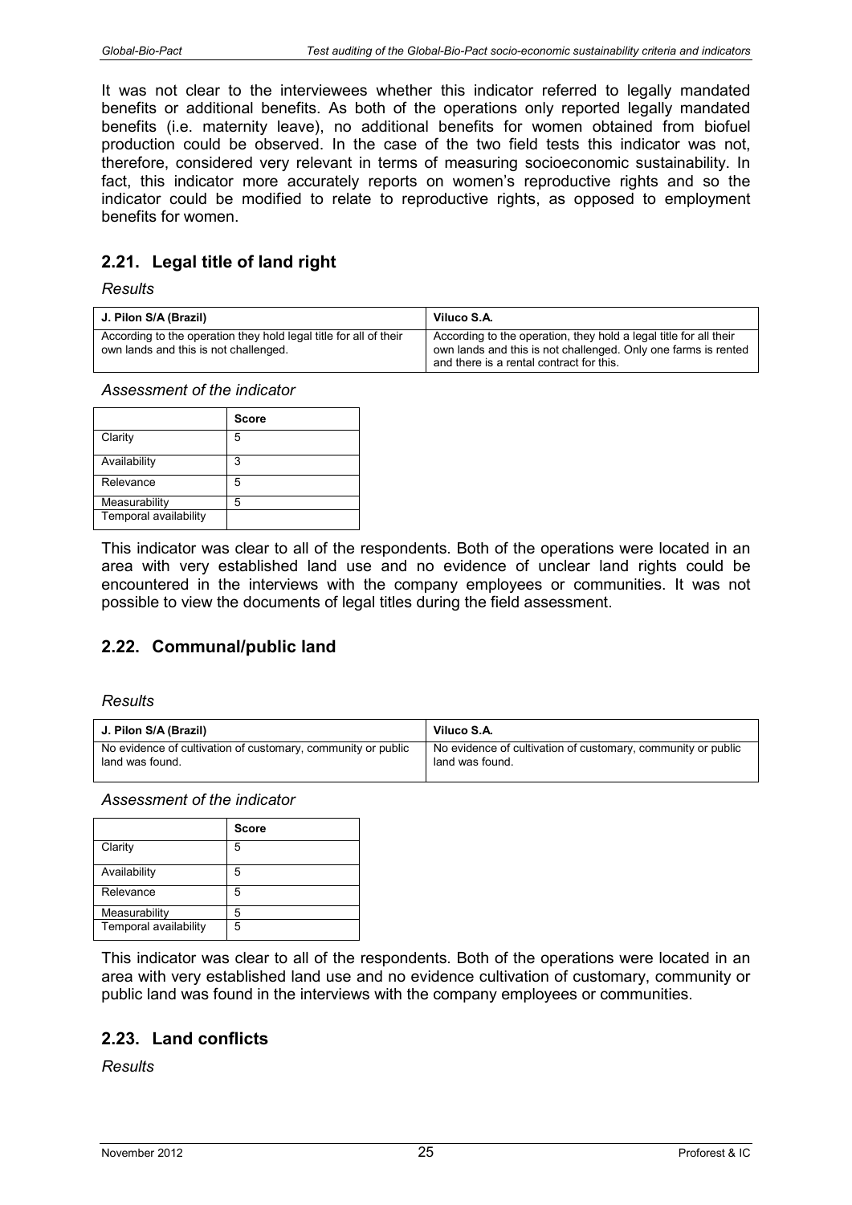It was not clear to the interviewees whether this indicator referred to legally mandated benefits or additional benefits. As both of the operations only reported legally mandated benefits (i.e. maternity leave), no additional benefits for women obtained from biofuel production could be observed. In the case of the two field tests this indicator was not, therefore, considered very relevant in terms of measuring socioeconomic sustainability. In fact, this indicator more accurately reports on women's reproductive rights and so the indicator could be modified to relate to reproductive rights, as opposed to employment benefits for women.

## 2.21. Legal title of land right

*Results*

| J. Pilon S/A (Brazil) | Viluco S.A. |
|---|---|
| According to the operation they hold legal title for all of their own lands and this is not challenged. | According to the operation, they hold a legal title for all their own lands and this is not challenged. Only one farms is rented and there is a rental contract for this. |

*Assessment of the indicator*

| | Score |
|---|---|
| Clarity | 5 |
| Availability | 3 |
| Relevance | 5 |
| Measurability | 5 |
| Temporal availability | |

This indicator was clear to all of the respondents. Both of the operations were located in an area with very established land use and no evidence of unclear land rights could be encountered in the interviews with the company employees or communities. It was not possible to view the documents of legal titles during the field assessment.

## 2.22. Communal/public land

*Results*

| J. Pilon S/A (Brazil) | Viluco S.A. |
|---|---|
| No evidence of cultivation of customary, community or public land was found. | No evidence of cultivation of customary, community or public land was found. |

*Assessment of the indicator*

| | Score |
|---|---|
| Clarity | 5 |
| Availability | 5 |
| Relevance | 5 |
| Measurability | 5 |
| Temporal availability | 5 |

This indicator was clear to all of the respondents. Both of the operations were located in an area with very established land use and no evidence cultivation of customary, community or public land was found in the interviews with the company employees or communities.

## 2.23. Land conflicts

*Results*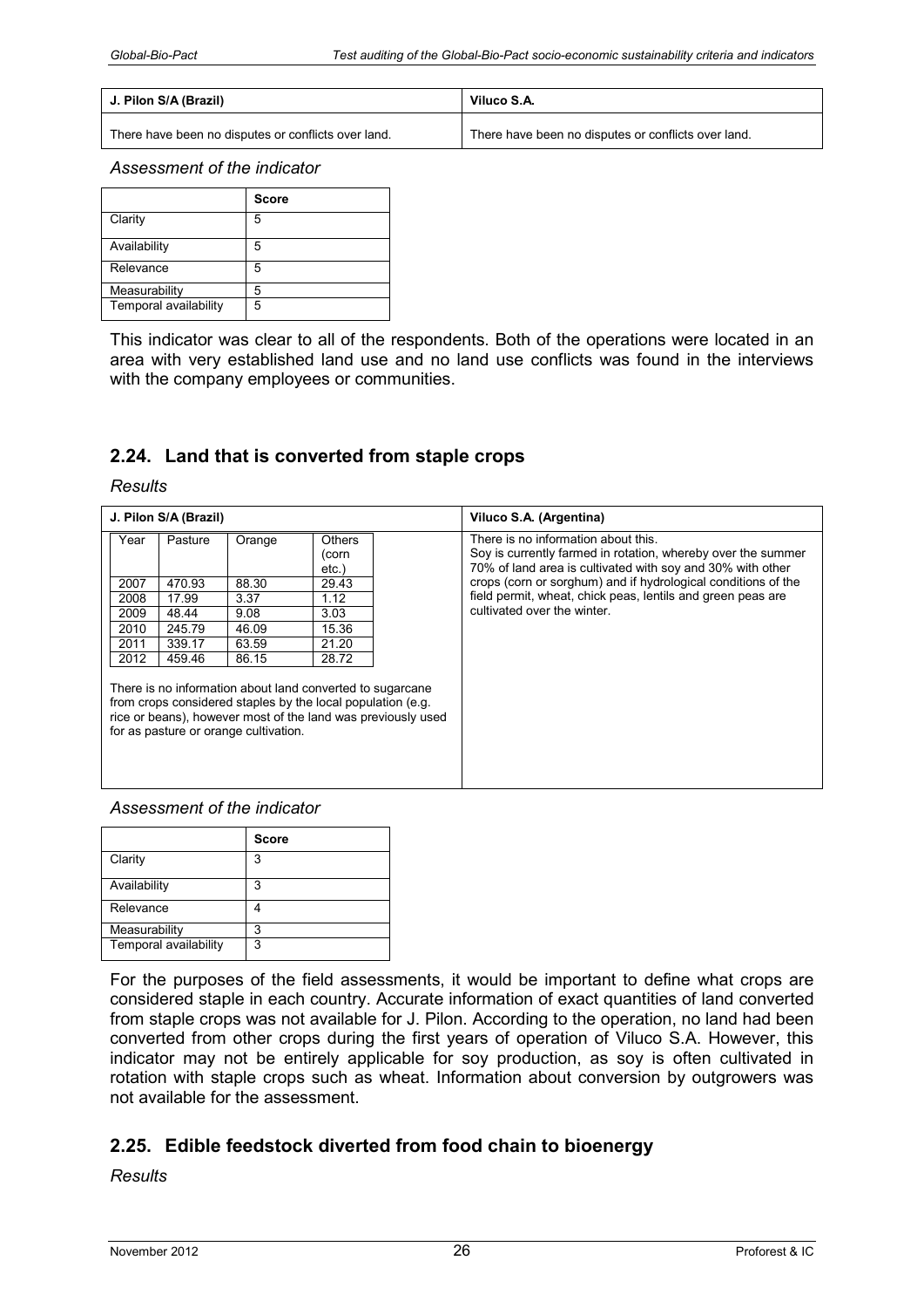| J. Pilon S/A (Brazil) | Viluco S.A. |
|---|---|
| There have been no disputes or conflicts over land. | There have been no disputes or conflicts over land. |

*Assessment of the indicator*

| | Score |
|---|---|
| Clarity | 5 |
| Availability | 5 |
| Relevance | 5 |
| Measurability | 5 |
| Temporal availability | 5 |

This indicator was clear to all of the respondents. Both of the operations were located in an area with very established land use and no land use conflicts was found in the interviews with the company employees or communities.

## 2.24. Land that is converted from staple crops

*Results*

**J. Pilon S/A (Brazil)**

| Year | Pasture | Orange | Others (corn etc.) |
|---|---|---|---|
| 2007 | 470.93 | 88.30 | 29.43 |
| 2008 | 17.99 | 3.37 | 1.12 |
| 2009 | 48.44 | 9.08 | 3.03 |
| 2010 | 245.79 | 46.09 | 15.36 |
| 2011 | 339.17 | 63.59 | 21.20 |
| 2012 | 459.46 | 86.15 | 28.72 |

There is no information about land converted to sugarcane from crops considered staples by the local population (e.g. rice or beans), however most of the land was previously used for as pasture or orange cultivation.

**Viluco S.A. (Argentina)**

There is no information about this.
Soy is currently farmed in rotation, whereby over the summer 70% of land area is cultivated with soy and 30% with other crops (corn or sorghum) and if hydrological conditions of the field permit, wheat, chick peas, lentils and green peas are cultivated over the winter.

*Assessment of the indicator*

| | Score |
|---|---|
| Clarity | 3 |
| Availability | 3 |
| Relevance | 4 |
| Measurability | 3 |
| Temporal availability | 3 |

For the purposes of the field assessments, it would be important to define what crops are considered staple in each country. Accurate information of exact quantities of land converted from staple crops was not available for J. Pilon. According to the operation, no land had been converted from other crops during the first years of operation of Viluco S.A. However, this indicator may not be entirely applicable for soy production, as soy is often cultivated in rotation with staple crops such as wheat. Information about conversion by outgrowers was not available for the assessment.

## 2.25. Edible feedstock diverted from food chain to bioenergy

*Results*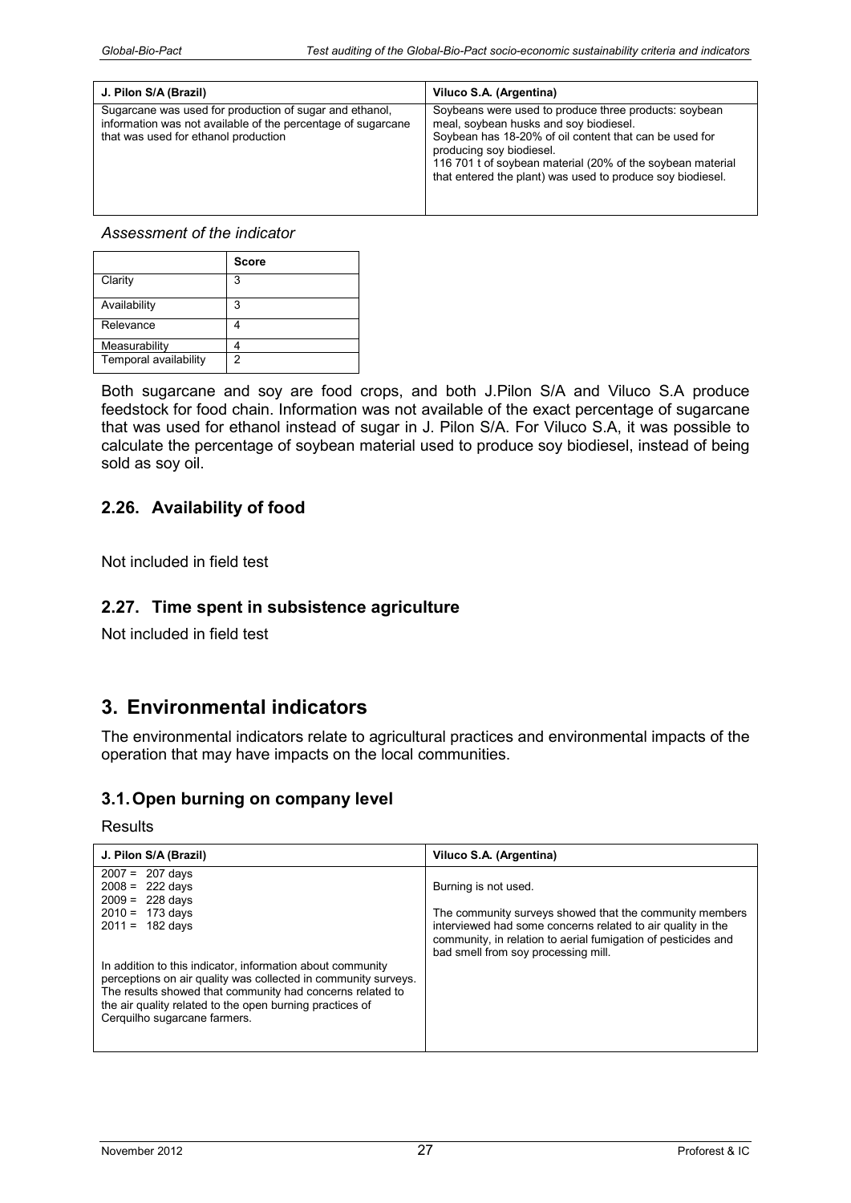| J. Pilon S/A (Brazil) | Viluco S.A. (Argentina) |
| --- | --- |
| Sugarcane was used for production of sugar and ethanol, information was not available of the percentage of sugarcane that was used for ethanol production | Soybeans were used to produce three products: soybean meal, soybean husks and soy biodiesel.<br>Soybean has 18-20% of oil content that can be used for producing soy biodiesel.<br>116 701 t of soybean material (20% of the soybean material that entered the plant) was used to produce soy biodiesel. |

*Assessment of the indicator*

| | Score |
| --- | --- |
| Clarity | 3 |
| Availability | 3 |
| Relevance | 4 |
| Measurability | 4 |
| Temporal availability | 2 |

Both sugarcane and soy are food crops, and both J.Pilon S/A and Viluco S.A produce feedstock for food chain. Information was not available of the exact percentage of sugarcane that was used for ethanol instead of sugar in J. Pilon S/A. For Viluco S.A, it was possible to calculate the percentage of soybean material used to produce soy biodiesel, instead of being sold as soy oil.

## 2.26. Availability of food

Not included in field test

## 2.27. Time spent in subsistence agriculture

Not included in field test

# 3. Environmental indicators

The environmental indicators relate to agricultural practices and environmental impacts of the operation that may have impacts on the local communities.

## 3.1. Open burning on company level

Results

| J. Pilon S/A (Brazil) | Viluco S.A. (Argentina) |
| --- | --- |
| 2007 = 207 days<br>2008 = 222 days<br>2009 = 228 days<br>2010 = 173 days<br>2011 = 182 days<br><br>In addition to this indicator, information about community perceptions on air quality was collected in community surveys. The results showed that community had concerns related to the air quality related to the open burning practices of Cerquilho sugarcane farmers. | Burning is not used.<br><br>The community surveys showed that the community members interviewed had some concerns related to air quality in the community, in relation to aerial fumigation of pesticides and bad smell from soy processing mill. |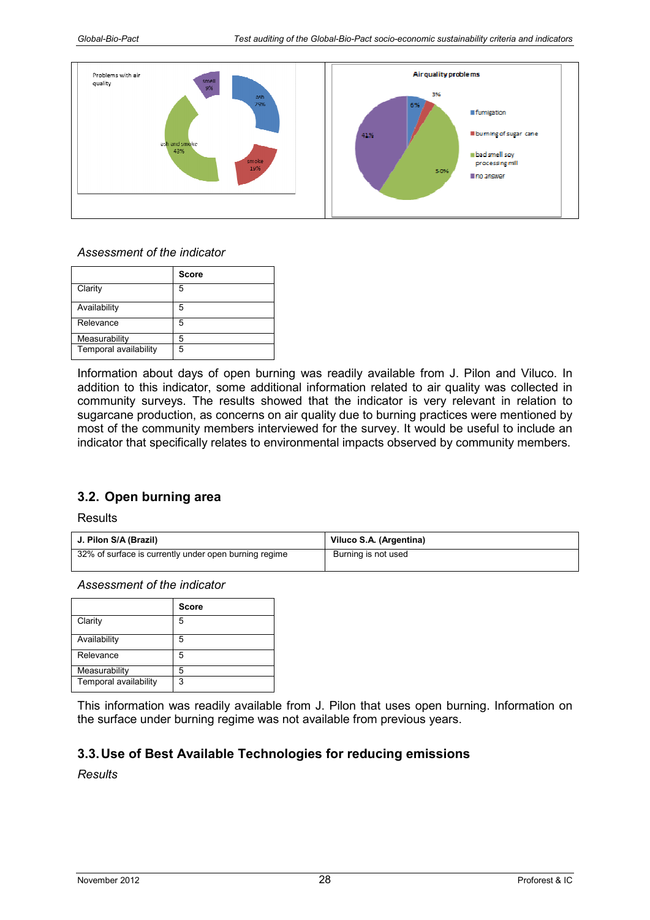Problems with air quality

smell 9%

ash 29%

smoke 19%

ash and smoke 43%

Air quality problems

- fumigation 6%
- burning of sugar cane 3%
- bad smell soy processing mill 50%
- no answer 41%

*Assessment of the indicator*

| | Score |
|---|---|
| Clarity | 5 |
| Availability | 5 |
| Relevance | 5 |
| Measurability | 5 |
| Temporal availability | 5 |

Information about days of open burning was readily available from J. Pilon and Viluco. In addition to this indicator, some additional information related to air quality was collected in community surveys. The results showed that the indicator is very relevant in relation to sugarcane production, as concerns on air quality due to burning practices were mentioned by most of the community members interviewed for the survey. It would be useful to include an indicator that specifically relates to environmental impacts observed by community members.

## 3.2. Open burning area

Results

| J. Pilon S/A (Brazil) | Viluco S.A. (Argentina) |
|---|---|
| 32% of surface is currently under open burning regime | Burning is not used |

*Assessment of the indicator*

| | Score |
|---|---|
| Clarity | 5 |
| Availability | 5 |
| Relevance | 5 |
| Measurability | 5 |
| Temporal availability | 3 |

This information was readily available from J. Pilon that uses open burning. Information on the surface under burning regime was not available from previous years.

## 3.3. Use of Best Available Technologies for reducing emissions

*Results*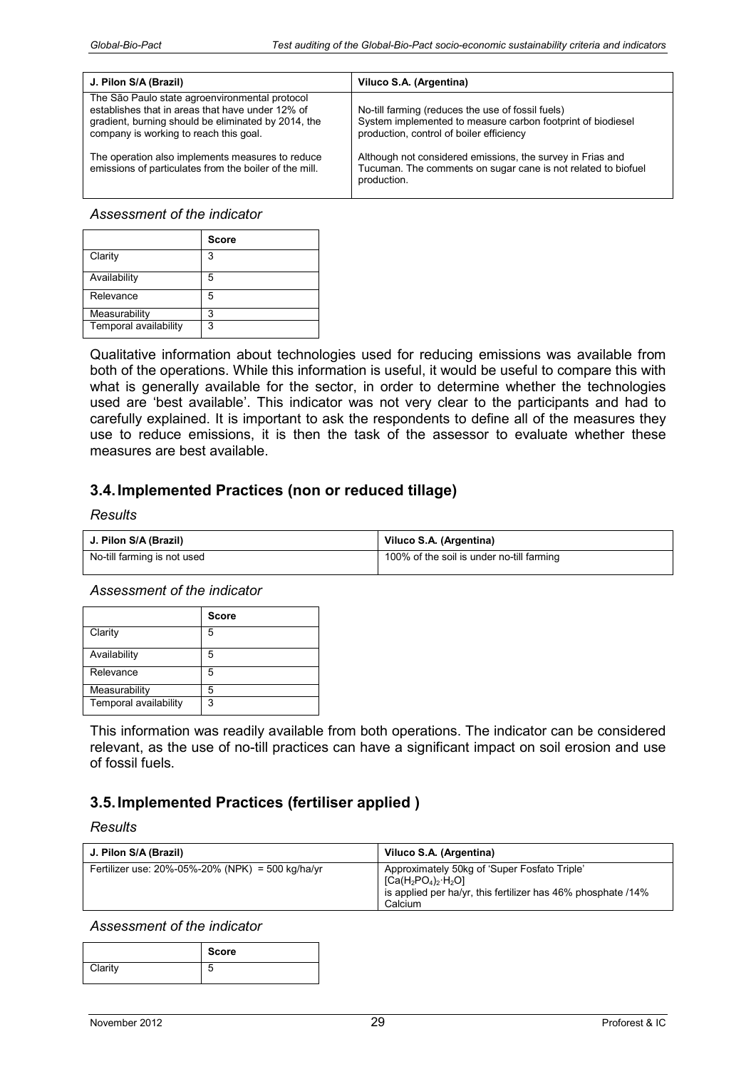| J. Pilon S/A (Brazil) | Viluco S.A. (Argentina) |
| --- | --- |
| The São Paulo state agroenvironmental protocol establishes that in areas that have under 12% of gradient, burning should be eliminated by 2014, the company is working to reach this goal.<br><br>The operation also implements measures to reduce emissions of particulates from the boiler of the mill. | No-till farming (reduces the use of fossil fuels)<br>System implemented to measure carbon footprint of biodiesel production, control of boiler efficiency<br><br>Although not considered emissions, the survey in Frias and Tucuman. The comments on sugar cane is not related to biofuel production. |

*Assessment of the indicator*

| | Score |
| --- | --- |
| Clarity | 3 |
| Availability | 5 |
| Relevance | 5 |
| Measurability | 3 |
| Temporal availability | 3 |

Qualitative information about technologies used for reducing emissions was available from both of the operations. While this information is useful, it would be useful to compare this with what is generally available for the sector, in order to determine whether the technologies used are 'best available'. This indicator was not very clear to the participants and had to carefully explained. It is important to ask the respondents to define all of the measures they use to reduce emissions, it is then the task of the assessor to evaluate whether these measures are best available.

## 3.4. Implemented Practices (non or reduced tillage)

*Results*

| J. Pilon S/A (Brazil) | Viluco S.A. (Argentina) |
| --- | --- |
| No-till farming is not used | 100% of the soil is under no-till farming |

*Assessment of the indicator*

| | Score |
| --- | --- |
| Clarity | 5 |
| Availability | 5 |
| Relevance | 5 |
| Measurability | 5 |
| Temporal availability | 3 |

This information was readily available from both operations. The indicator can be considered relevant, as the use of no-till practices can have a significant impact on soil erosion and use of fossil fuels.

## 3.5. Implemented Practices (fertiliser applied )

*Results*

| J. Pilon S/A (Brazil) | Viluco S.A. (Argentina) |
| --- | --- |
| Fertilizer use: 20%-05%-20% (NPK) = 500 kg/ha/yr | Approximately 50kg of 'Super Fosfato Triple' $[Ca(H_2PO_4)_2 \cdot H_2O]$ is applied per ha/yr, this fertilizer has 46% phosphate /14% Calcium |

*Assessment of the indicator*

| | Score |
| --- | --- |
| Clarity | 5 |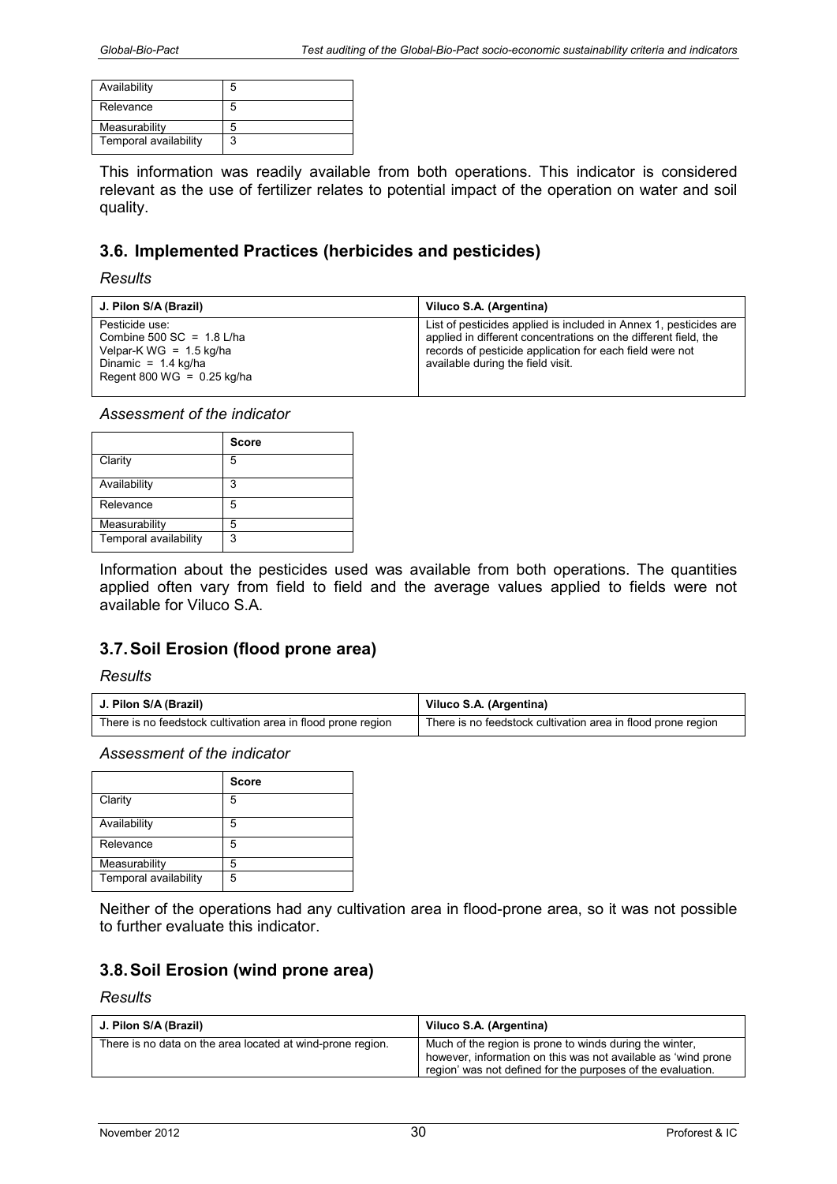| | |
|---|---|
| Availability | 5 |
| Relevance | 5 |
| Measurability | 5 |
| Temporal availability | 3 |

This information was readily available from both operations. This indicator is considered relevant as the use of fertilizer relates to potential impact of the operation on water and soil quality.

## 3.6. Implemented Practices (herbicides and pesticides)

*Results*

| J. Pilon S/A (Brazil) | Viluco S.A. (Argentina) |
|---|---|
| Pesticide use:<br>Combine 500 SC = 1.8 L/ha<br>Velpar-K WG = 1.5 kg/ha<br>Dinamic = 1.4 kg/ha<br>Regent 800 WG = 0.25 kg/ha | List of pesticides applied is included in Annex 1, pesticides are applied in different concentrations on the different field, the records of pesticide application for each field were not available during the field visit. |

*Assessment of the indicator*

| | Score |
|---|---|
| Clarity | 5 |
| Availability | 3 |
| Relevance | 5 |
| Measurability | 5 |
| Temporal availability | 3 |

Information about the pesticides used was available from both operations. The quantities applied often vary from field to field and the average values applied to fields were not available for Viluco S.A.

## 3.7. Soil Erosion (flood prone area)

*Results*

| J. Pilon S/A (Brazil) | Viluco S.A. (Argentina) |
|---|---|
| There is no feedstock cultivation area in flood prone region | There is no feedstock cultivation area in flood prone region |

*Assessment of the indicator*

| | Score |
|---|---|
| Clarity | 5 |
| Availability | 5 |
| Relevance | 5 |
| Measurability | 5 |
| Temporal availability | 5 |

Neither of the operations had any cultivation area in flood-prone area, so it was not possible to further evaluate this indicator.

## 3.8. Soil Erosion (wind prone area)

*Results*

| J. Pilon S/A (Brazil) | Viluco S.A. (Argentina) |
|---|---|
| There is no data on the area located at wind-prone region. | Much of the region is prone to winds during the winter, however, information on this was not available as 'wind prone region' was not defined for the purposes of the evaluation. |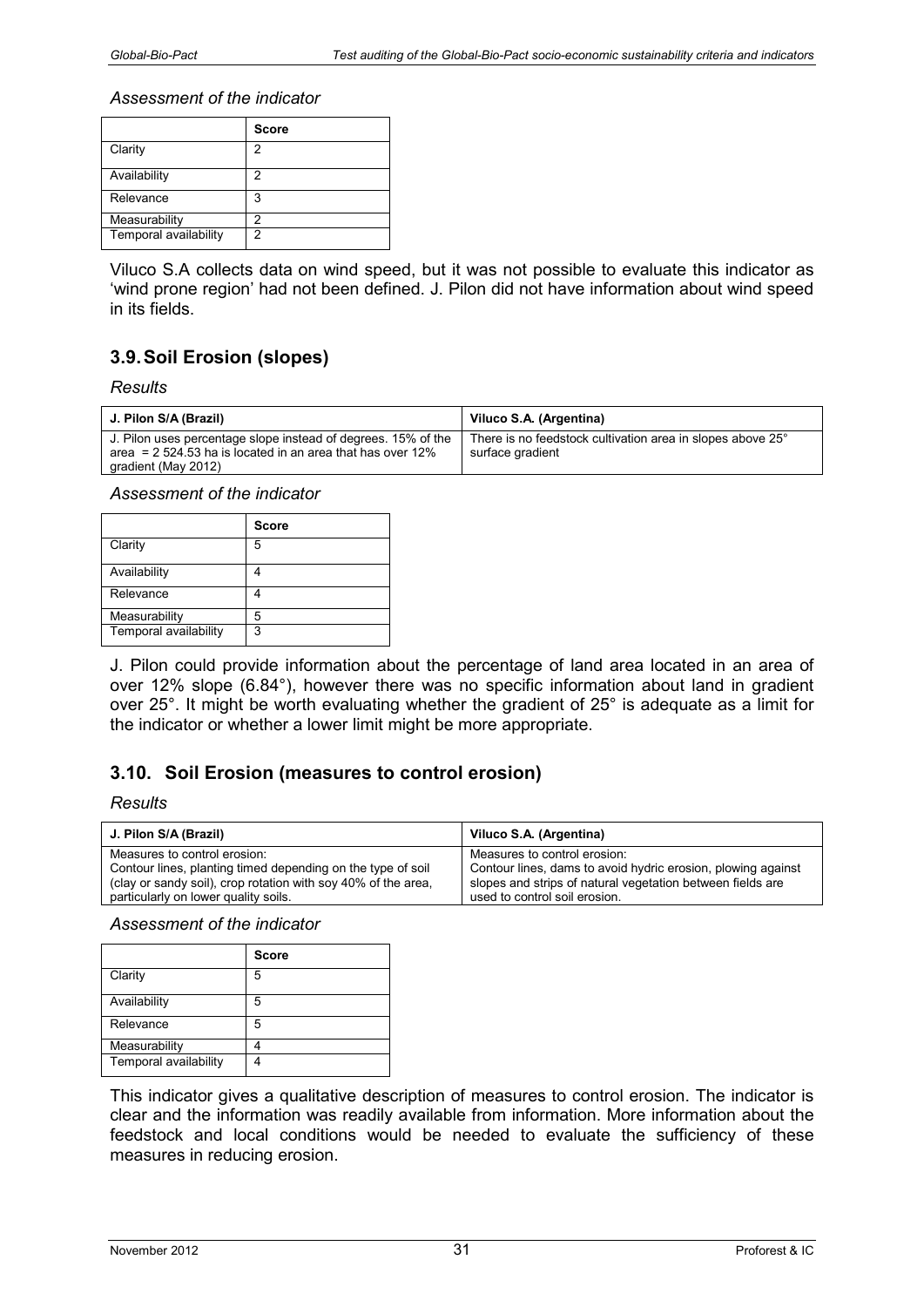*Assessment of the indicator*

| | Score |
|---|---|
| Clarity | 2 |
| Availability | 2 |
| Relevance | 3 |
| Measurability | 2 |
| Temporal availability | 2 |

Viluco S.A collects data on wind speed, but it was not possible to evaluate this indicator as 'wind prone region' had not been defined. J. Pilon did not have information about wind speed in its fields.

## 3.9. Soil Erosion (slopes)

*Results*

| J. Pilon S/A (Brazil) | Viluco S.A. (Argentina) |
|---|---|
| J. Pilon uses percentage slope instead of degrees. 15% of the area = 2 524.53 ha is located in an area that has over 12% gradient (May 2012) | There is no feedstock cultivation area in slopes above 25° surface gradient |

*Assessment of the indicator*

| | Score |
|---|---|
| Clarity | 5 |
| Availability | 4 |
| Relevance | 4 |
| Measurability | 5 |
| Temporal availability | 3 |

J. Pilon could provide information about the percentage of land area located in an area of over 12% slope (6.84°), however there was no specific information about land in gradient over 25°. It might be worth evaluating whether the gradient of 25° is adequate as a limit for the indicator or whether a lower limit might be more appropriate.

## 3.10. Soil Erosion (measures to control erosion)

*Results*

| J. Pilon S/A (Brazil) | Viluco S.A. (Argentina) |
|---|---|
| Measures to control erosion: Contour lines, planting timed depending on the type of soil (clay or sandy soil), crop rotation with soy 40% of the area, particularly on lower quality soils. | Measures to control erosion: Contour lines, dams to avoid hydric erosion, plowing against slopes and strips of natural vegetation between fields are used to control soil erosion. |

*Assessment of the indicator*

| | Score |
|---|---|
| Clarity | 5 |
| Availability | 5 |
| Relevance | 5 |
| Measurability | 4 |
| Temporal availability | 4 |

This indicator gives a qualitative description of measures to control erosion. The indicator is clear and the information was readily available from information. More information about the feedstock and local conditions would be needed to evaluate the sufficiency of these measures in reducing erosion.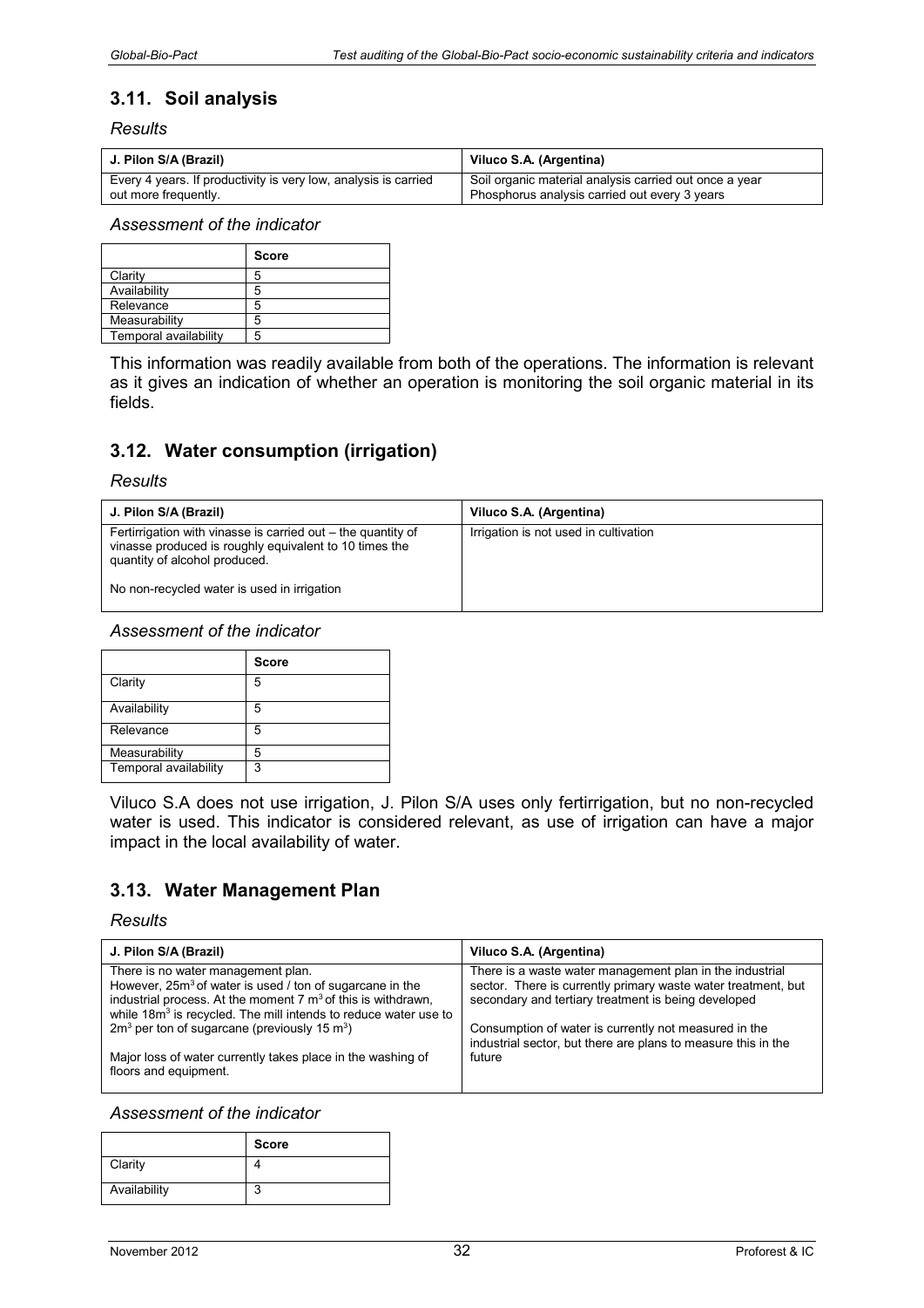## 3.11. Soil analysis

*Results*

| J. Pilon S/A (Brazil) | Viluco S.A. (Argentina) |
|---|---|
| Every 4 years. If productivity is very low, analysis is carried out more frequently. | Soil organic material analysis carried out once a year<br>Phosphorus analysis carried out every 3 years |

*Assessment of the indicator*

| | Score |
|---|---|
| Clarity | 5 |
| Availability | 5 |
| Relevance | 5 |
| Measurability | 5 |
| Temporal availability | 5 |

This information was readily available from both of the operations. The information is relevant as it gives an indication of whether an operation is monitoring the soil organic material in its fields.

## 3.12. Water consumption (irrigation)

*Results*

| J. Pilon S/A (Brazil) | Viluco S.A. (Argentina) |
|---|---|
| Fertirrigation with vinasse is carried out – the quantity of vinasse produced is roughly equivalent to 10 times the quantity of alcohol produced.<br><br>No non-recycled water is used in irrigation | Irrigation is not used in cultivation |

*Assessment of the indicator*

| | Score |
|---|---|
| Clarity | 5 |
| Availability | 5 |
| Relevance | 5 |
| Measurability | 5 |
| Temporal availability | 3 |

Viluco S.A does not use irrigation, J. Pilon S/A uses only fertirrigation, but no non-recycled water is used. This indicator is considered relevant, as use of irrigation can have a major impact in the local availability of water.

## 3.13. Water Management Plan

*Results*

| J. Pilon S/A (Brazil) | Viluco S.A. (Argentina) |
|---|---|
| There is no water management plan.<br>However, 25m$^3$ of water is used / ton of sugarcane in the industrial process. At the moment 7 m$^3$ of this is withdrawn, while 18m$^3$ is recycled. The mill intends to reduce water use to 2m$^3$ per ton of sugarcane (previously 15 m$^3$)<br><br>Major loss of water currently takes place in the washing of floors and equipment. | There is a waste water management plan in the industrial sector. There is currently primary waste water treatment, but secondary and tertiary treatment is being developed<br><br>Consumption of water is currently not measured in the industrial sector, but there are plans to measure this in the future |

*Assessment of the indicator*

| | Score |
|---|---|
| Clarity | 4 |
| Availability | 3 |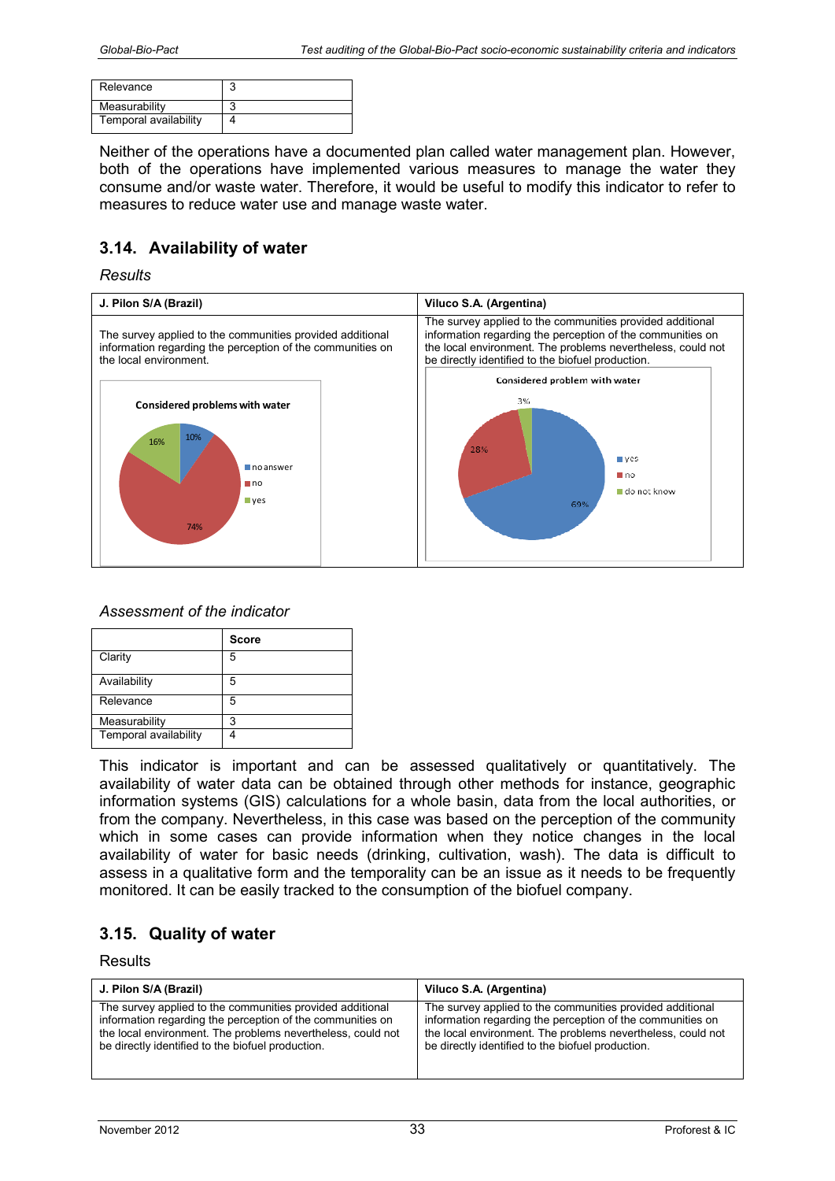| | |
|---|---|
| Relevance | 3 |
| Measurability | 3 |
| Temporal availability | 4 |

Neither of the operations have a documented plan called water management plan. However, both of the operations have implemented various measures to manage the water they consume and/or waste water. Therefore, it would be useful to modify this indicator to refer to measures to reduce water use and manage waste water.

## 3.14. Availability of water

*Results*

| J. Pilon S/A (Brazil) | Viluco S.A. (Argentina) |
|---|---|
| The survey applied to the communities provided additional information regarding the perception of the communities on the local environment. | The survey applied to the communities provided additional information regarding the perception of the communities on the local environment. The problems nevertheless, could not be directly identified to the biofuel production. |
| **Considered problems with water**: no answer 10%, no 74%, yes 16% | **Considered problem with water**: yes 69%, no 28%, do not know 3% |

*Assessment of the indicator*

| | Score |
|---|---|
| Clarity | 5 |
| Availability | 5 |
| Relevance | 5 |
| Measurability | 3 |
| Temporal availability | 4 |

This indicator is important and can be assessed qualitatively or quantitatively. The availability of water data can be obtained through other methods for instance, geographic information systems (GIS) calculations for a whole basin, data from the local authorities, or from the company. Nevertheless, in this case was based on the perception of the community which in some cases can provide information when they notice changes in the local availability of water for basic needs (drinking, cultivation, wash). The data is difficult to assess in a qualitative form and the temporality can be an issue as it needs to be frequently monitored. It can be easily tracked to the consumption of the biofuel company.

## 3.15. Quality of water

Results

| J. Pilon S/A (Brazil) | Viluco S.A. (Argentina) |
|---|---|
| The survey applied to the communities provided additional information regarding the perception of the communities on the local environment. The problems nevertheless, could not be directly identified to the biofuel production. | The survey applied to the communities provided additional information regarding the perception of the communities on the local environment. The problems nevertheless, could not be directly identified to the biofuel production. |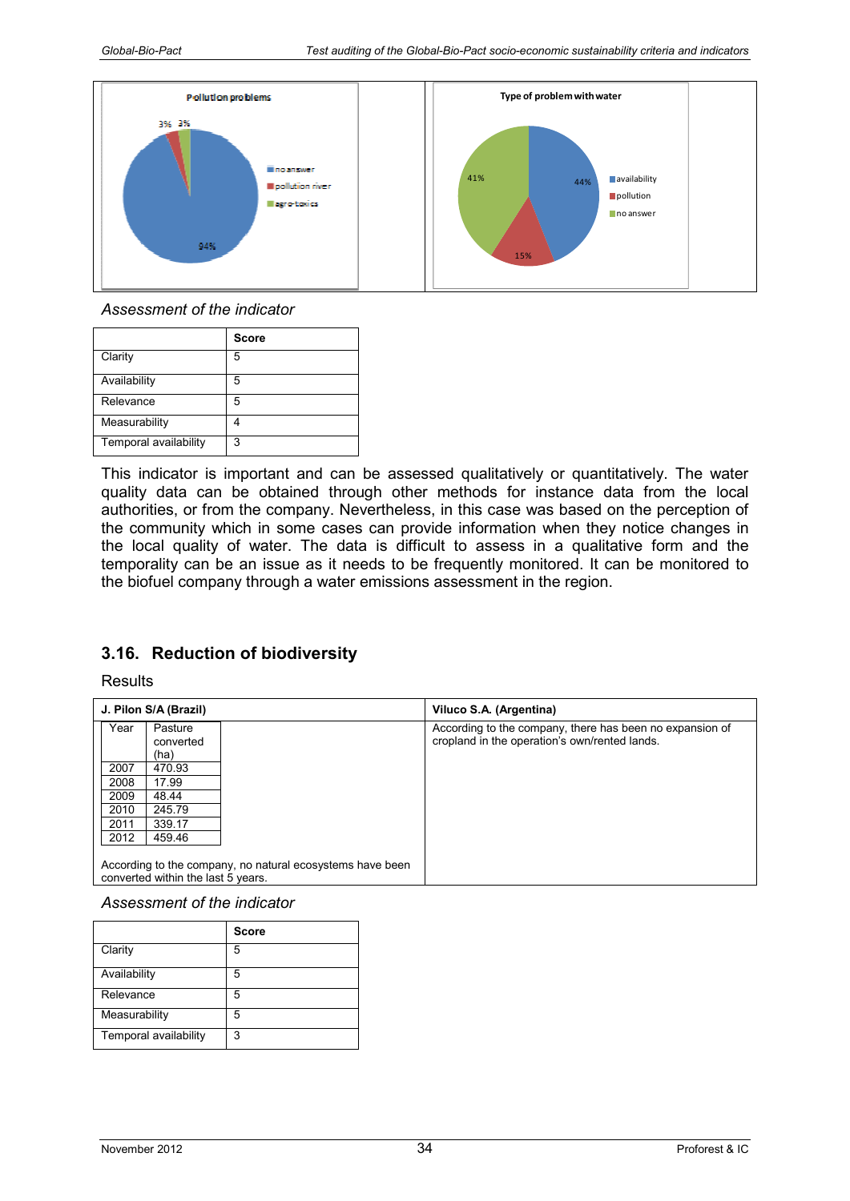**Pollution problems**

- no answer: 94%
- pollution river: 3%
- agro-toxics: 3%

**Type of problem with water**

- availability: 44%
- pollution: 15%
- no answer: 41%

*Assessment of the indicator*

| | Score |
|---|---|
| Clarity | 5 |
| Availability | 5 |
| Relevance | 5 |
| Measurability | 4 |
| Temporal availability | 3 |

This indicator is important and can be assessed qualitatively or quantitatively. The water quality data can be obtained through other methods for instance data from the local authorities, or from the company. Nevertheless, in this case was based on the perception of the community which in some cases can provide information when they notice changes in the local quality of water. The data is difficult to assess in a qualitative form and the temporality can be an issue as it needs to be frequently monitored. It can be monitored to the biofuel company through a water emissions assessment in the region.

## 3.16. Reduction of biodiversity

Results

**J. Pilon S/A (Brazil)**

| Year | Pasture converted (ha) |
|---|---|
| 2007 | 470.93 |
| 2008 | 17.99 |
| 2009 | 48.44 |
| 2010 | 245.79 |
| 2011 | 339.17 |
| 2012 | 459.46 |

According to the company, no natural ecosystems have been converted within the last 5 years.

**Viluco S.A. (Argentina)**

According to the company, there has been no expansion of cropland in the operation's own/rented lands.

*Assessment of the indicator*

| | Score |
|---|---|
| Clarity | 5 |
| Availability | 5 |
| Relevance | 5 |
| Measurability | 5 |
| Temporal availability | 3 |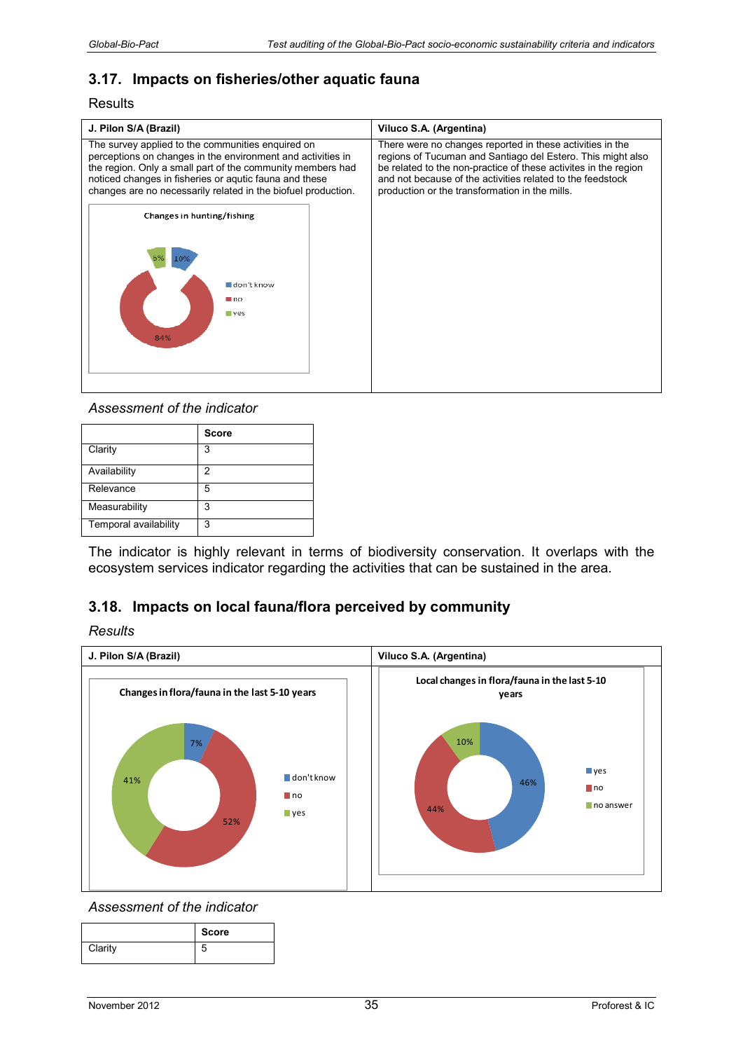## 3.17. Impacts on fisheries/other aquatic fauna

Results

| J. Pilon S/A (Brazil) | Viluco S.A. (Argentina) |
|---|---|
| The survey applied to the communities enquired on perceptions on changes in the environment and activities in the region. Only a small part of the community members had noticed changes in fisheries or aqutic fauna and these changes are not necessarily related in the biofuel production. | There were no changes reported in these activities in the regions of Tucuman and Santiago del Estero. This might also be related to the non-practice of these activites in the region and not because of the activities related to the feedstock production or the transformation in the mills. |

Changes in hunting/fishing

- don't know: 10%
- no: 84%
- yes: 5%

*Assessment of the indicator*

| | Score |
|---|---|
| Clarity | 3 |
| Availability | 2 |
| Relevance | 5 |
| Measurability | 3 |
| Temporal availability | 3 |

The indicator is highly relevant in terms of biodiversity conservation. It overlaps with the ecosystem services indicator regarding the activities that can be sustained in the area.

## 3.18. Impacts on local fauna/flora perceived by community

*Results*

| J. Pilon S/A (Brazil) | Viluco S.A. (Argentina) |
|---|---|
| Changes in flora/fauna in the last 5-10 years: don't know 7%; no 52%; yes 41% | Local changes in flora/fauna in the last 5-10 years: yes 46%; no 44%; no answer 10% |

*Assessment of the indicator*

| | Score |
|---|---|
| Clarity | 5 |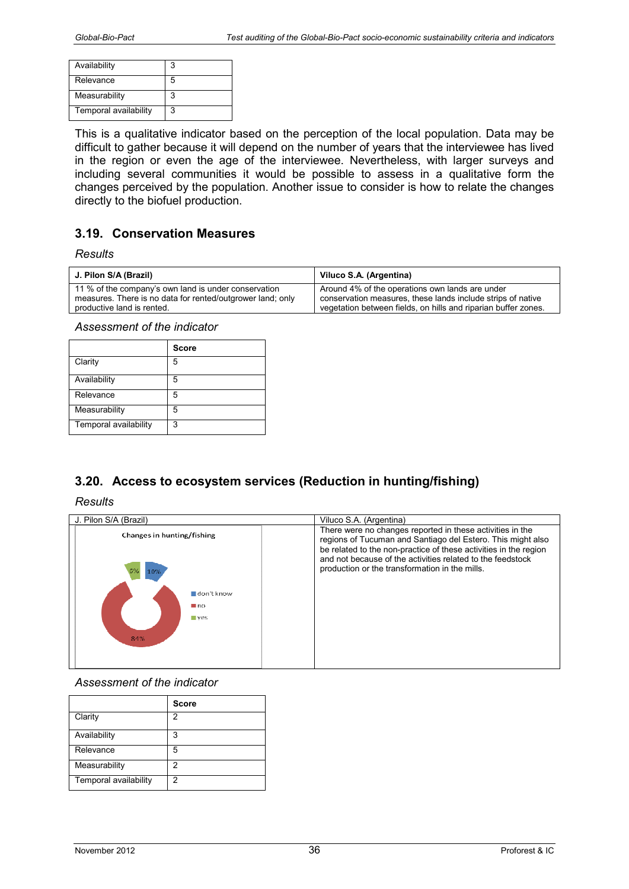| Availability | 3 |
| --- | --- |
| Relevance | 5 |
| Measurability | 3 |
| Temporal availability | 3 |

This is a qualitative indicator based on the perception of the local population. Data may be difficult to gather because it will depend on the number of years that the interviewee has lived in the region or even the age of the interviewee. Nevertheless, with larger surveys and including several communities it would be possible to assess in a qualitative form the changes perceived by the population. Another issue to consider is how to relate the changes directly to the biofuel production.

## 3.19. Conservation Measures

*Results*

| J. Pilon S/A (Brazil) | Viluco S.A. (Argentina) |
| --- | --- |
| 11 % of the company's own land is under conservation measures. There is no data for rented/outgrower land; only productive land is rented. | Around 4% of the operations own lands are under conservation measures, these lands include strips of native vegetation between fields, on hills and riparian buffer zones. |

*Assessment of the indicator*

| | Score |
| --- | --- |
| Clarity | 5 |
| Availability | 5 |
| Relevance | 5 |
| Measurability | 5 |
| Temporal availability | 3 |

## 3.20. Access to ecosystem services (Reduction in hunting/fishing)

*Results*

| J. Pilon S/A (Brazil) | Viluco S.A. (Argentina) |
| --- | --- |
| Changes in hunting/fishing: don't know 10%; no 84%; yes 5% | There were no changes reported in these activities in the regions of Tucuman and Santiago del Estero. This might also be related to the non-practice of these activities in the region and not because of the activities related to the feedstock production or the transformation in the mills. |

*Assessment of the indicator*

| | Score |
| --- | --- |
| Clarity | 2 |
| Availability | 3 |
| Relevance | 5 |
| Measurability | 2 |
| Temporal availability | 2 |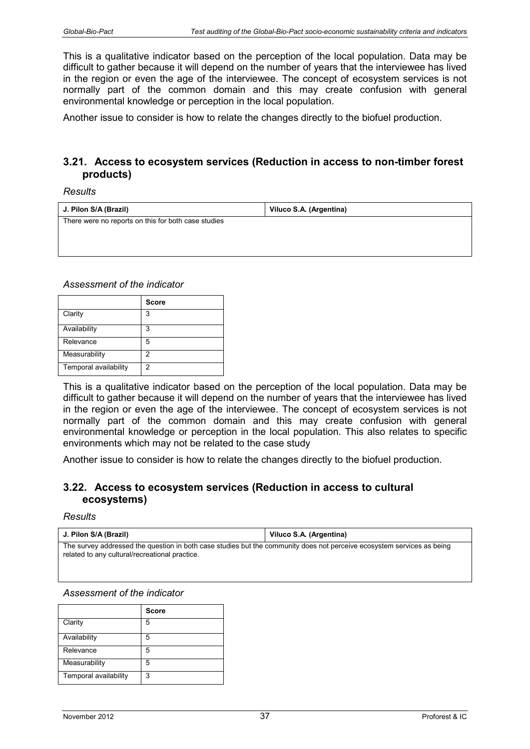This is a qualitative indicator based on the perception of the local population. Data may be difficult to gather because it will depend on the number of years that the interviewee has lived in the region or even the age of the interviewee. The concept of ecosystem services is not normally part of the common domain and this may create confusion with general environmental knowledge or perception in the local population.

Another issue to consider is how to relate the changes directly to the biofuel production.

## 3.21. Access to ecosystem services (Reduction in access to non-timber forest products)

*Results*

| J. Pilon S/A (Brazil) | Viluco S.A. (Argentina) |
|---|---|
| There were no reports on this for both case studies | |

*Assessment of the indicator*

| | Score |
|---|---|
| Clarity | 3 |
| Availability | 3 |
| Relevance | 5 |
| Measurability | 2 |
| Temporal availability | 2 |

This is a qualitative indicator based on the perception of the local population. Data may be difficult to gather because it will depend on the number of years that the interviewee has lived in the region or even the age of the interviewee. The concept of ecosystem services is not normally part of the common domain and this may create confusion with general environmental knowledge or perception in the local population. This also relates to specific environments which may not be related to the case study

Another issue to consider is how to relate the changes directly to the biofuel production.

## 3.22. Access to ecosystem services (Reduction in access to cultural ecosystems)

*Results*

| J. Pilon S/A (Brazil) | Viluco S.A. (Argentina) |
|---|---|
| The survey addressed the question in both case studies but the community does not perceive ecosystem services as being related to any cultural/recreational practice. | |

*Assessment of the indicator*

| | Score |
|---|---|
| Clarity | 5 |
| Availability | 5 |
| Relevance | 5 |
| Measurability | 5 |
| Temporal availability | 3 |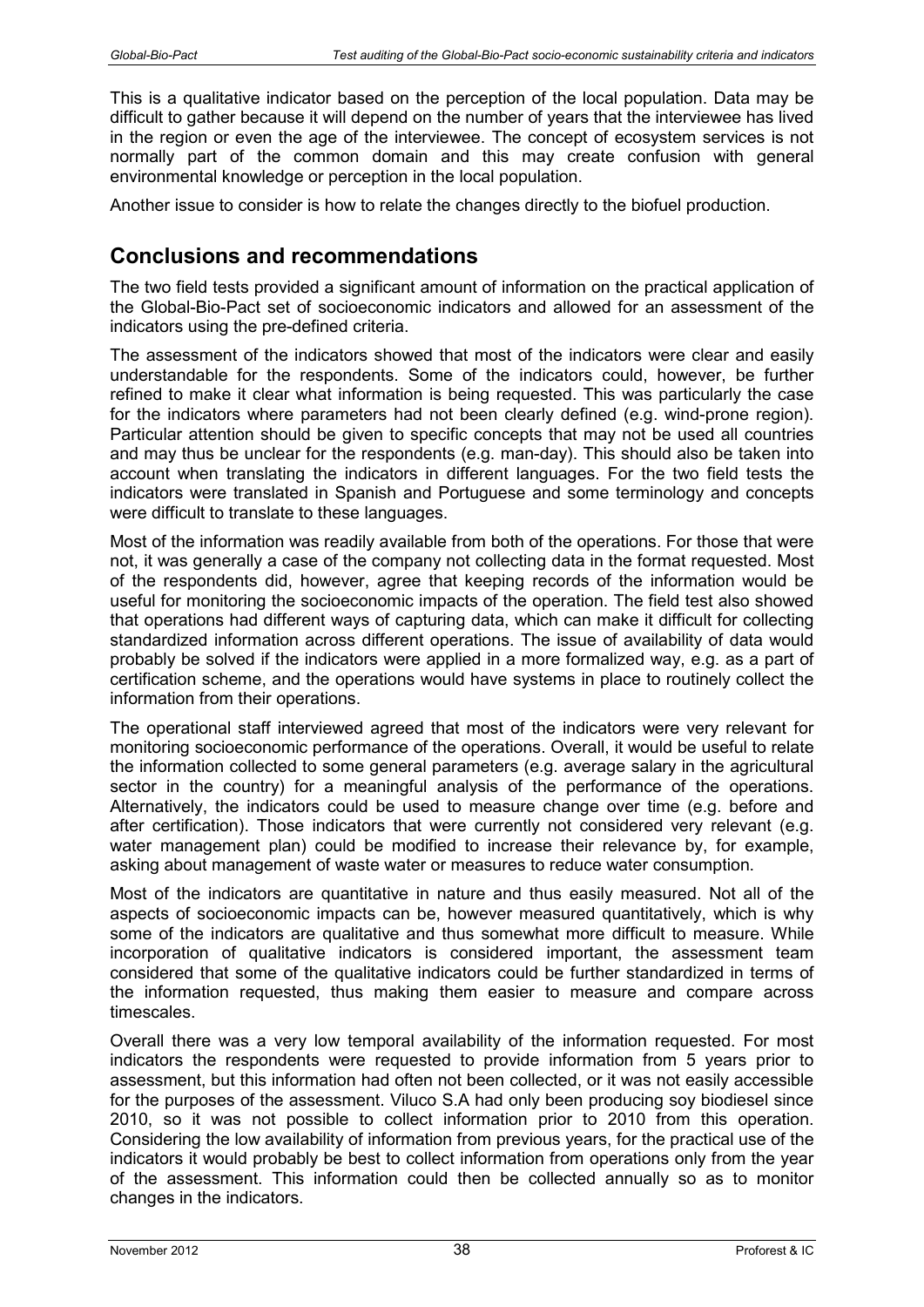This is a qualitative indicator based on the perception of the local population. Data may be difficult to gather because it will depend on the number of years that the interviewee has lived in the region or even the age of the interviewee. The concept of ecosystem services is not normally part of the common domain and this may create confusion with general environmental knowledge or perception in the local population.

Another issue to consider is how to relate the changes directly to the biofuel production.

## Conclusions and recommendations

The two field tests provided a significant amount of information on the practical application of the Global-Bio-Pact set of socioeconomic indicators and allowed for an assessment of the indicators using the pre-defined criteria.

The assessment of the indicators showed that most of the indicators were clear and easily understandable for the respondents. Some of the indicators could, however, be further refined to make it clear what information is being requested. This was particularly the case for the indicators where parameters had not been clearly defined (e.g. wind-prone region). Particular attention should be given to specific concepts that may not be used all countries and may thus be unclear for the respondents (e.g. man-day). This should also be taken into account when translating the indicators in different languages. For the two field tests the indicators were translated in Spanish and Portuguese and some terminology and concepts were difficult to translate to these languages.

Most of the information was readily available from both of the operations. For those that were not, it was generally a case of the company not collecting data in the format requested. Most of the respondents did, however, agree that keeping records of the information would be useful for monitoring the socioeconomic impacts of the operation. The field test also showed that operations had different ways of capturing data, which can make it difficult for collecting standardized information across different operations. The issue of availability of data would probably be solved if the indicators were applied in a more formalized way, e.g. as a part of certification scheme, and the operations would have systems in place to routinely collect the information from their operations.

The operational staff interviewed agreed that most of the indicators were very relevant for monitoring socioeconomic performance of the operations. Overall, it would be useful to relate the information collected to some general parameters (e.g. average salary in the agricultural sector in the country) for a meaningful analysis of the performance of the operations. Alternatively, the indicators could be used to measure change over time (e.g. before and after certification). Those indicators that were currently not considered very relevant (e.g. water management plan) could be modified to increase their relevance by, for example, asking about management of waste water or measures to reduce water consumption.

Most of the indicators are quantitative in nature and thus easily measured. Not all of the aspects of socioeconomic impacts can be, however measured quantitatively, which is why some of the indicators are qualitative and thus somewhat more difficult to measure. While incorporation of qualitative indicators is considered important, the assessment team considered that some of the qualitative indicators could be further standardized in terms of the information requested, thus making them easier to measure and compare across timescales.

Overall there was a very low temporal availability of the information requested. For most indicators the respondents were requested to provide information from 5 years prior to assessment, but this information had often not been collected, or it was not easily accessible for the purposes of the assessment. Viluco S.A had only been producing soy biodiesel since 2010, so it was not possible to collect information prior to 2010 from this operation. Considering the low availability of information from previous years, for the practical use of the indicators it would probably be best to collect information from operations only from the year of the assessment. This information could then be collected annually so as to monitor changes in the indicators.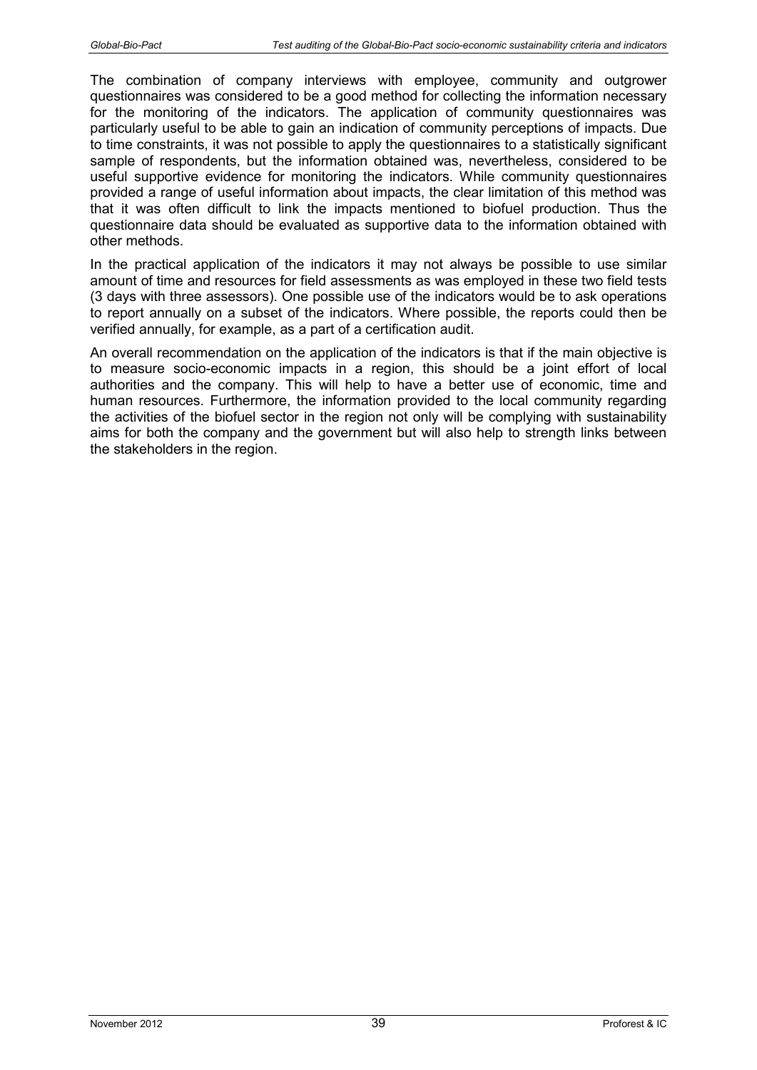The combination of company interviews with employee, community and outgrower questionnaires was considered to be a good method for collecting the information necessary for the monitoring of the indicators. The application of community questionnaires was particularly useful to be able to gain an indication of community perceptions of impacts. Due to time constraints, it was not possible to apply the questionnaires to a statistically significant sample of respondents, but the information obtained was, nevertheless, considered to be useful supportive evidence for monitoring the indicators. While community questionnaires provided a range of useful information about impacts, the clear limitation of this method was that it was often difficult to link the impacts mentioned to biofuel production. Thus the questionnaire data should be evaluated as supportive data to the information obtained with other methods.

In the practical application of the indicators it may not always be possible to use similar amount of time and resources for field assessments as was employed in these two field tests (3 days with three assessors). One possible use of the indicators would be to ask operations to report annually on a subset of the indicators. Where possible, the reports could then be verified annually, for example, as a part of a certification audit.

An overall recommendation on the application of the indicators is that if the main objective is to measure socio-economic impacts in a region, this should be a joint effort of local authorities and the company. This will help to have a better use of economic, time and human resources. Furthermore, the information provided to the local community regarding the activities of the biofuel sector in the region not only will be complying with sustainability aims for both the company and the government but will also help to strength links between the stakeholders in the region.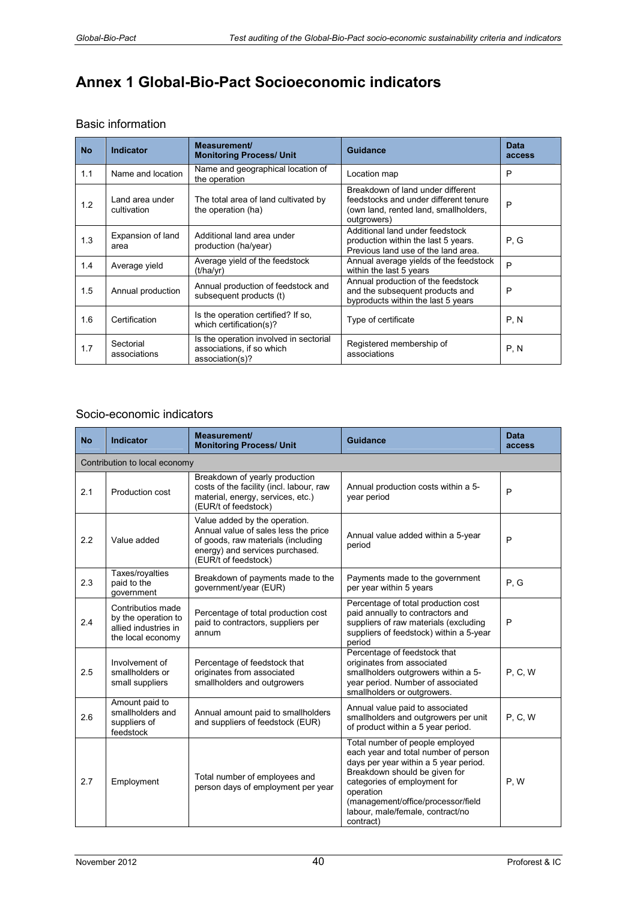# Annex 1 Global-Bio-Pact Socioeconomic indicators

## Basic information

| No | Indicator | Measurement/ Monitoring Process/ Unit | Guidance | Data access |
|---|---|---|---|---|
| 1.1 | Name and location | Name and geographical location of the operation | Location map | P |
| 1.2 | Land area under cultivation | The total area of land cultivated by the operation (ha) | Breakdown of land under different feedstocks and under different tenure (own land, rented land, smallholders, outgrowers) | P |
| 1.3 | Expansion of land area | Additional land area under production (ha/year) | Additional land under feedstock production within the last 5 years. Previous land use of the land area. | P, G |
| 1.4 | Average yield | Average yield of the feedstock (t/ha/yr) | Annual average yields of the feedstock within the last 5 years | P |
| 1.5 | Annual production | Annual production of feedstock and subsequent products (t) | Annual production of the feedstock and the subsequent products and byproducts within the last 5 years | P |
| 1.6 | Certification | Is the operation certified? If so, which certification(s)? | Type of certificate | P, N |
| 1.7 | Sectorial associations | Is the operation involved in sectorial associations, if so which association(s)? | Registered membership of associations | P, N |

## Socio-economic indicators

| No | Indicator | Measurement/ Monitoring Process/ Unit | Guidance | Data access |
|---|---|---|---|---|
| Contribution to local economy | | | | |
| 2.1 | Production cost | Breakdown of yearly production costs of the facility (incl. labour, raw material, energy, services, etc.) (EUR/t of feedstock) | Annual production costs within a 5-year period | P |
| 2.2 | Value added | Value added by the operation. Annual value of sales less the price of goods, raw materials (including energy) and services purchased. (EUR/t of feedstock) | Annual value added within a 5-year period | P |
| 2.3 | Taxes/royalties paid to the government | Breakdown of payments made to the government/year (EUR) | Payments made to the government per year within 5 years | P, G |
| 2.4 | Contributios made by the operation to allied industries in the local economy | Percentage of total production cost paid to contractors, suppliers per annum | Percentage of total production cost paid annually to contractors and suppliers of raw materials (excluding suppliers of feedstock) within a 5-year period | P |
| 2.5 | Involvement of smallholders or small suppliers | Percentage of feedstock that originates from associated smallholders and outgrowers | Percentage of feedstock that originates from associated smallholders outgrowers within a 5-year period. Number of associated smallholders or outgrowers. | P, C, W |
| 2.6 | Amount paid to smallholders and suppliers of feedstock | Annual amount paid to smallholders and suppliers of feedstock (EUR) | Annual value paid to associated smallholders and outgrowers per unit of product within a 5 year period. | P, C, W |
| 2.7 | Employment | Total number of employees and person days of employment per year | Total number of people employed each year and total number of person days per year within a 5 year period. Breakdown should be given for categories of employment for operation (management/office/processor/field labour, male/female, contract/no contract) | P, W |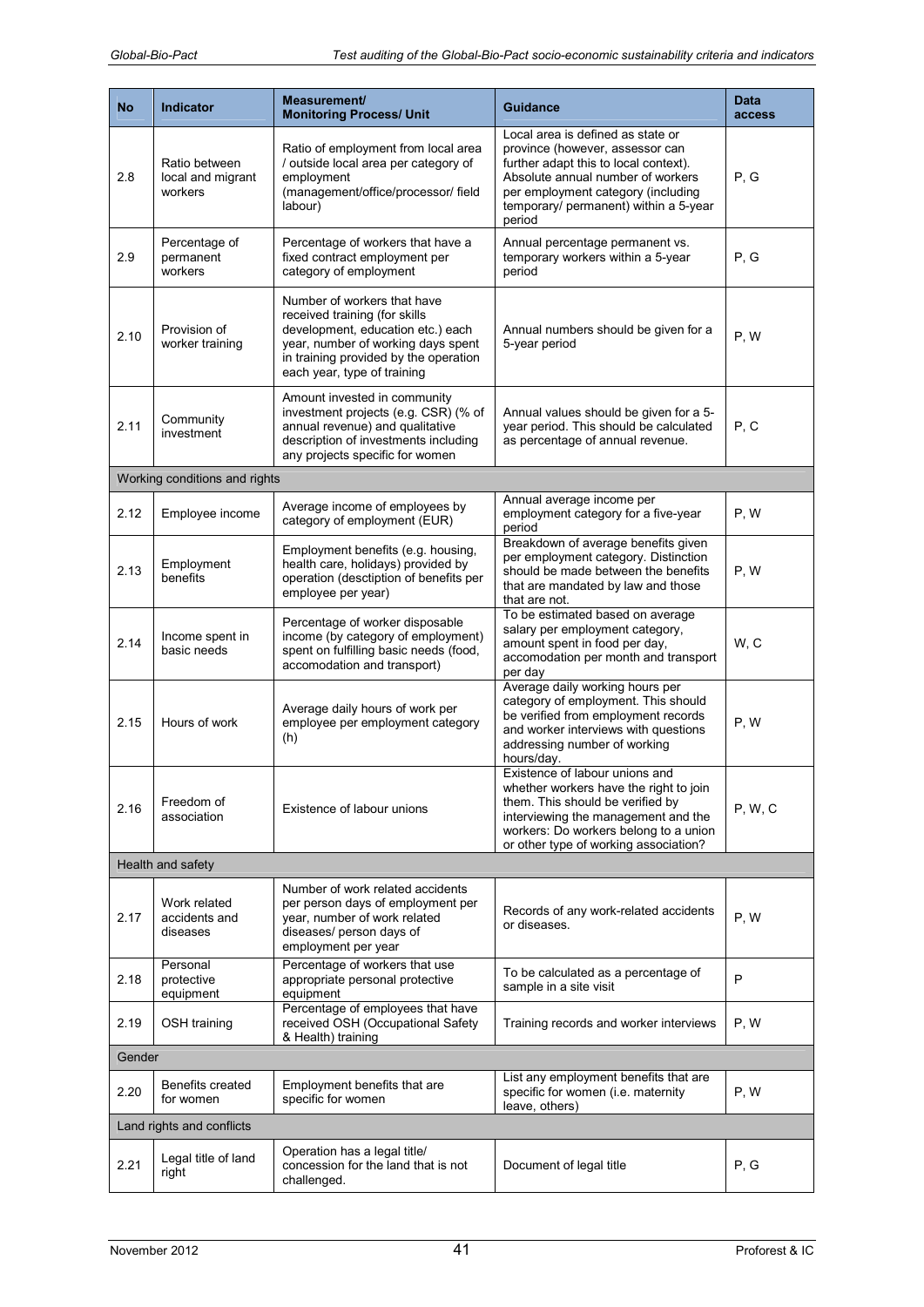| No | Indicator | Measurement/ Monitoring Process/ Unit | Guidance | Data access |
|---|---|---|---|---|
| 2.8 | Ratio between local and migrant workers | Ratio of employment from local area / outside local area per category of employment (management/office/processor/ field labour) | Local area is defined as state or province (however, assessor can further adapt this to local context). Absolute annual number of workers per employment category (including temporary/ permanent) within a 5-year period | P, G |
| 2.9 | Percentage of permanent workers | Percentage of workers that have a fixed contract employment per category of employment | Annual percentage permanent vs. temporary workers within a 5-year period | P, G |
| 2.10 | Provision of worker training | Number of workers that have received training (for skills development, education etc.) each year, number of working days spent in training provided by the operation each year, type of training | Annual numbers should be given for a 5-year period | P, W |
| 2.11 | Community investment | Amount invested in community investment projects (e.g. CSR) (% of annual revenue) and qualitative description of investments including any projects specific for women | Annual values should be given for a 5-year period. This should be calculated as percentage of annual revenue. | P, C |
| Working conditions and rights | | | | |
| 2.12 | Employee income | Average income of employees by category of employment (EUR) | Annual average income per employment category for a five-year period | P, W |
| 2.13 | Employment benefits | Employment benefits (e.g. housing, health care, holidays) provided by operation (desciption of benefits per employee per year) | Breakdown of average benefits given per employment category. Distinction should be made between the benefits that are mandated by law and those that are not. | P, W |
| 2.14 | Income spent in basic needs | Percentage of worker disposable income (by category of employment) spent on fulfilling basic needs (food, accomodation and transport) | To be estimated based on average salary per employment category, amount spent in food per day, accomodation per month and transport per day | W, C |
| 2.15 | Hours of work | Average daily hours of work per employee per employment category (h) | Average daily working hours per category of employment. This should be verified from employment records and worker interviews with questions addressing number of working hours/day. | P, W |
| 2.16 | Freedom of association | Existence of labour unions | Existence of labour unions and whether workers have the right to join them. This should be verified by interviewing the management and the workers: Do workers belong to a union or other type of working association? | P, W, C |
| Health and safety | | | | |
| 2.17 | Work related accidents and diseases | Number of work related accidents per person days of employment per year, number of work related diseases/ person days of employment per year | Records of any work-related accidents or diseases. | P, W |
| 2.18 | Personal protective equipment | Percentage of workers that use appropriate personal protective equipment | To be calculated as a percentage of sample in a site visit | P |
| 2.19 | OSH training | Percentage of employees that have received OSH (Occupational Safety & Health) training | Training records and worker interviews | P, W |
| Gender | | | | |
| 2.20 | Benefits created for women | Employment benefits that are specific for women | List any employment benefits that are specific for women (i.e. maternity leave, others) | P, W |
| Land rights and conflicts | | | | |
| 2.21 | Legal title of land right | Operation has a legal title/ concession for the land that is not challenged. | Document of legal title | P, G |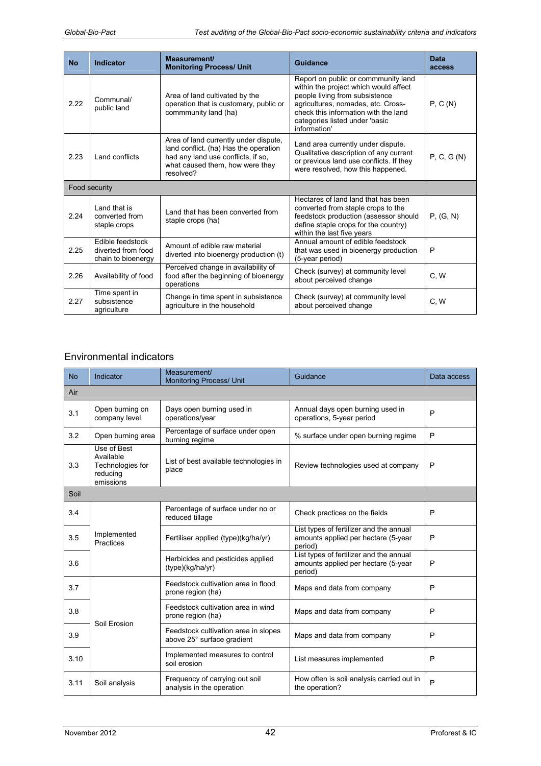| No | Indicator | Measurement/ Monitoring Process/ Unit | Guidance | Data access |
|---|---|---|---|---|
| 2.22 | Communal/ public land | Area of land cultivated by the operation that is customary, public or commmunity land (ha) | Report on public or commmunity land within the project which would affect people living from subsistence agricultures, nomades, etc. Cross-check this information with the land categories listed under 'basic information' | P, C (N) |
| 2.23 | Land conflicts | Area of land currently under dispute, land conflict. (ha) Has the operation had any land use conflicts, if so, what caused them, how were they resolved? | Land area currently under dispute. Qualitative description of any current or previous land use conflicts. If they were resolved, how this happened. | P, C, G (N) |
| Food security | | | | |
| 2.24 | Land that is converted from staple crops | Land that has been converted from staple crops (ha) | Hectares of land land that has been converted from staple crops to the feedstock production (assessor should define staple crops for the country) within the last five years | P, (G, N) |
| 2.25 | Edible feedstock diverted from food chain to bioenergy | Amount of edible raw material diverted into bioenergy production (t) | Annual amount of edible feedstock that was used in bioenergy production (5-year period) | P |
| 2.26 | Availability of food | Perceived change in availability of food after the beginning of bioenergy operations | Check (survey) at community level about perceived change | C, W |
| 2.27 | Time spent in subsistence agriculture | Change in time spent in subsistence agriculture in the household | Check (survey) at community level about perceived change | C, W |

## Environmental indicators

| No | Indicator | Measurement/ Monitoring Process/ Unit | Guidance | Data access |
|---|---|---|---|---|
| Air | | | | |
| 3.1 | Open burning on company level | Days open burning used in operations/year | Annual days open burning used in operations, 5-year period | P |
| 3.2 | Open burning area | Percentage of surface under open burning regime | % surface under open burning regime | P |
| 3.3 | Use of Best Available Technologies for reducing emissions | List of best available technologies in place | Review technologies used at company | P |
| Soil | | | | |
| 3.4 | Implemented Practices | Percentage of surface under no or reduced tillage | Check practices on the fields | P |
| 3.5 | | Fertiliser applied (type)(kg/ha/yr) | List types of fertilizer and the annual amounts applied per hectare (5-year period) | P |
| 3.6 | | Herbicides and pesticides applied (type)(kg/ha/yr) | List types of fertilizer and the annual amounts applied per hectare (5-year period) | P |
| 3.7 | Soil Erosion | Feedstock cultivation area in flood prone region (ha) | Maps and data from company | P |
| 3.8 | | Feedstock cultivation area in wind prone region (ha) | Maps and data from company | P |
| 3.9 | | Feedstock cultivation area in slopes above 25° surface gradient | Maps and data from company | P |
| 3.10 | | Implemented measures to control soil erosion | List measures implemented | P |
| 3.11 | Soil analysis | Frequency of carrying out soil analysis in the operation | How often is soil analysis carried out in the operation? | P |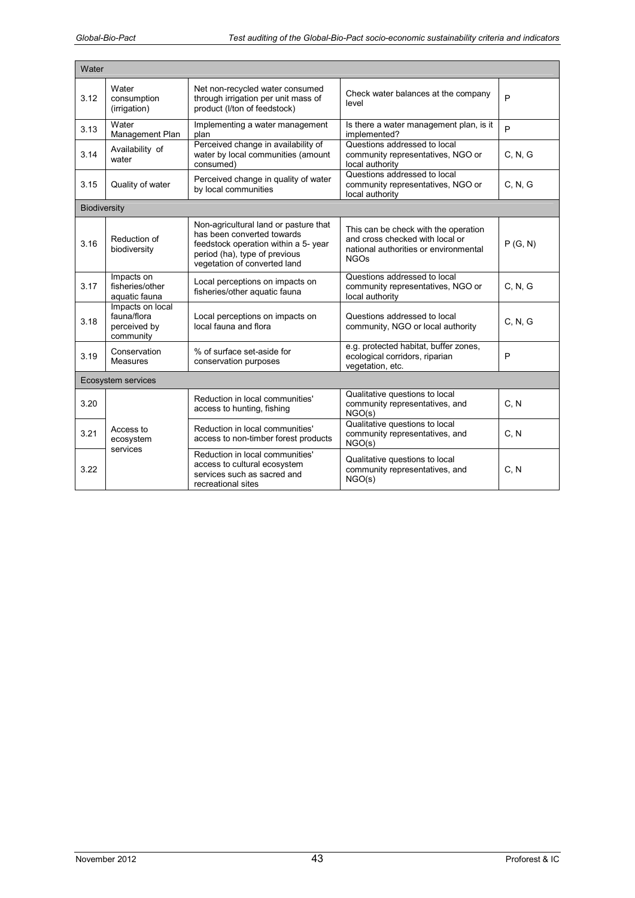| Water | | | | |
|---|---|---|---|---|
| 3.12 | Water consumption (irrigation) | Net non-recycled water consumed through irrigation per unit mass of product (l/ton of feedstock) | Check water balances at the company level | P |
| 3.13 | Water Management Plan | Implementing a water management plan | Is there a water management plan, is it implemented? | P |
| 3.14 | Availability of water | Perceived change in availability of water by local communities (amount consumed) | Questions addressed to local community representatives, NGO or local authority | C, N, G |
| 3.15 | Quality of water | Perceived change in quality of water by local communities | Questions addressed to local community representatives, NGO or local authority | C, N, G |
| **Biodiversity** | | | | |
| 3.16 | Reduction of biodiversity | Non-agricultural land or pasture that has been converted towards feedstock operation within a 5- year period (ha), type of previous vegetation of converted land | This can be check with the operation and cross checked with local or national authorities or environmental NGOs | P (G, N) |
| 3.17 | Impacts on fisheries/other aquatic fauna | Local perceptions on impacts on fisheries/other aquatic fauna | Questions addressed to local community representatives, NGO or local authority | C, N, G |
| 3.18 | Impacts on local fauna/flora perceived by community | Local perceptions on impacts on local fauna and flora | Questions addressed to local community, NGO or local authority | C, N, G |
| 3.19 | Conservation Measures | % of surface set-aside for conservation purposes | e.g. protected habitat, buffer zones, ecological corridors, riparian vegetation, etc. | P |
| **Ecosystem services** | | | | |
| 3.20 | Access to ecosystem services | Reduction in local communities' access to hunting, fishing | Qualitative questions to local community representatives, and NGO(s) | C, N |
| 3.21 | | Reduction in local communities' access to non-timber forest products | Qualitative questions to local community representatives, and NGO(s) | C, N |
| 3.22 | | Reduction in local communities' access to cultural ecosystem services such as sacred and recreational sites | Qualitative questions to local community representatives, and NGO(s) | C, N |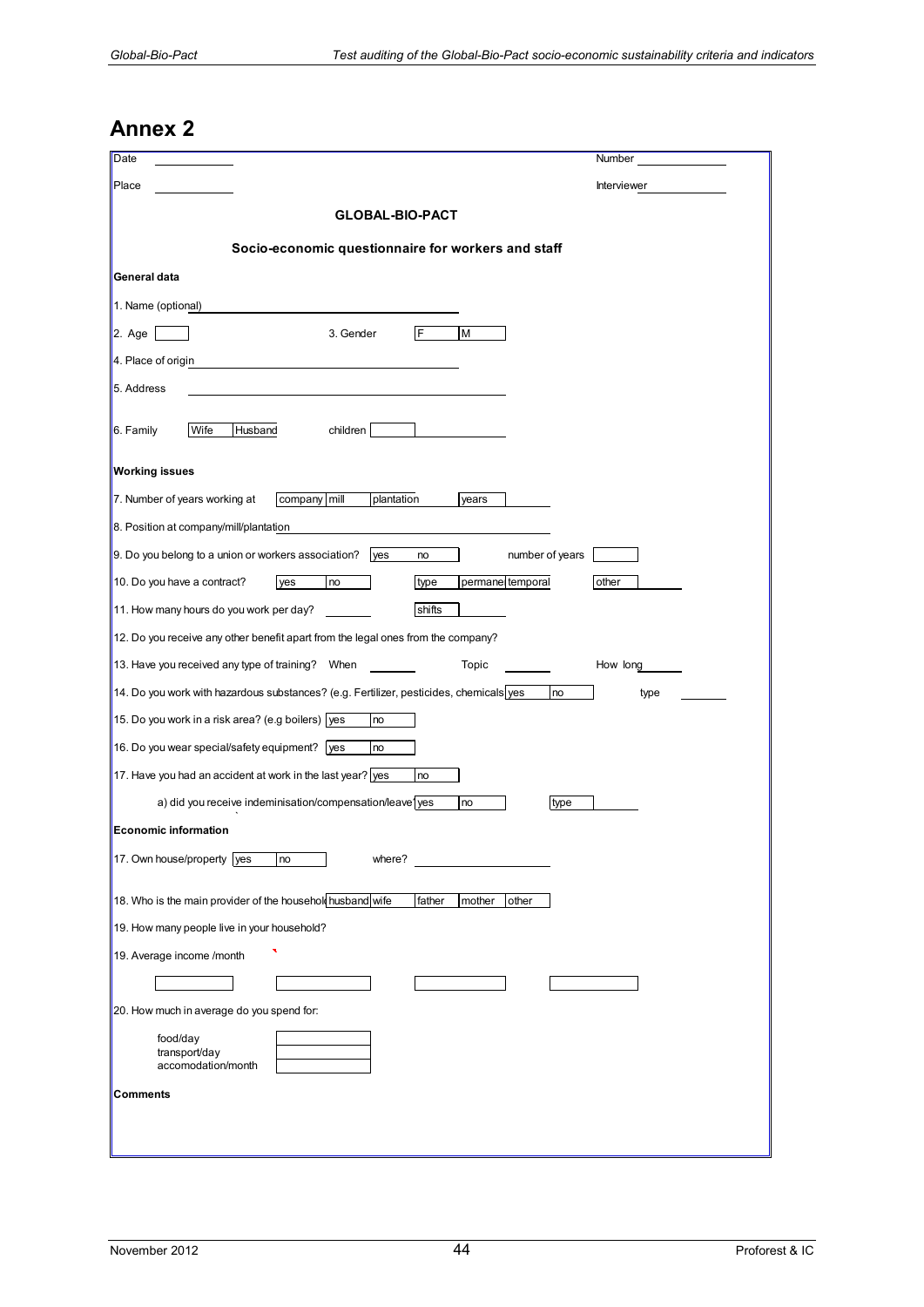# Annex 2

Date \_\_\_\_\_\_\_\_\_\_ Number \_\_\_\_\_\_\_\_\_\_

Place \_\_\_\_\_\_\_\_\_\_ Interviewer \_\_\_\_\_\_\_\_\_\_

**GLOBAL-BIO-PACT**

**Socio-economic questionnaire for workers and staff**

**General data**

1. Name (optional) \_\_\_\_\_\_\_\_\_\_

2. Age [ ] 3. Gender [F] [M]

4. Place of origin \_\_\_\_\_\_\_\_\_\_

5. Address \_\_\_\_\_\_\_\_\_\_

6. Family [Wife] [Husband] children [ ] \_\_\_\_\_\_\_\_\_\_

**Working issues**

7. Number of years working at [company] [mill] [plantation] [years] \_\_\_\_\_\_\_\_\_\_

8. Position at company/mill/plantation \_\_\_\_\_\_\_\_\_\_

9. Do you belong to a union or workers association? [yes] [no] number of years [ ]

10. Do you have a contract? [yes] [no] [type] [permane] [temporal] [other] \_\_\_\_\_\_\_\_\_\_

11. How many hours do you work per day? \_\_\_\_\_\_\_\_\_\_ [shifts] \_\_\_\_\_\_\_\_\_\_

12. Do you receive any other benefit apart from the legal ones from the company?

13. Have you received any type of training? When \_\_\_\_\_\_\_\_\_\_ Topic \_\_\_\_\_\_\_\_\_\_ How long \_\_\_\_\_\_\_\_\_\_

14. Do you work with hazardous substances? (e.g. Fertilizer, pesticides, chemicals [yes] [no] type \_\_\_\_\_\_\_\_\_\_

15. Do you work in a risk area? (e.g boilers) [yes] [no]

16. Do you wear special/safety equipment? [yes] [no]

17. Have you had an accident at work in the last year? [yes] [no]

   a) did you receive indeminisation/compensation/leave [yes] [no] [type] \_\_\_\_\_\_\_\_\_\_

**Economic information**

17. Own house/property [yes] [no] where? \_\_\_\_\_\_\_\_\_\_

18. Who is the main provider of the househol [husband] [wife] [father] [mother] [other]

19. How many people live in your household?

19. Average income /month

[ ] [ ] [ ] [ ]

20. How much in average do you spend for:

| | |
|---|---|
| food/day | |
| transport/day | |
| accomodation/month | |

**Comments**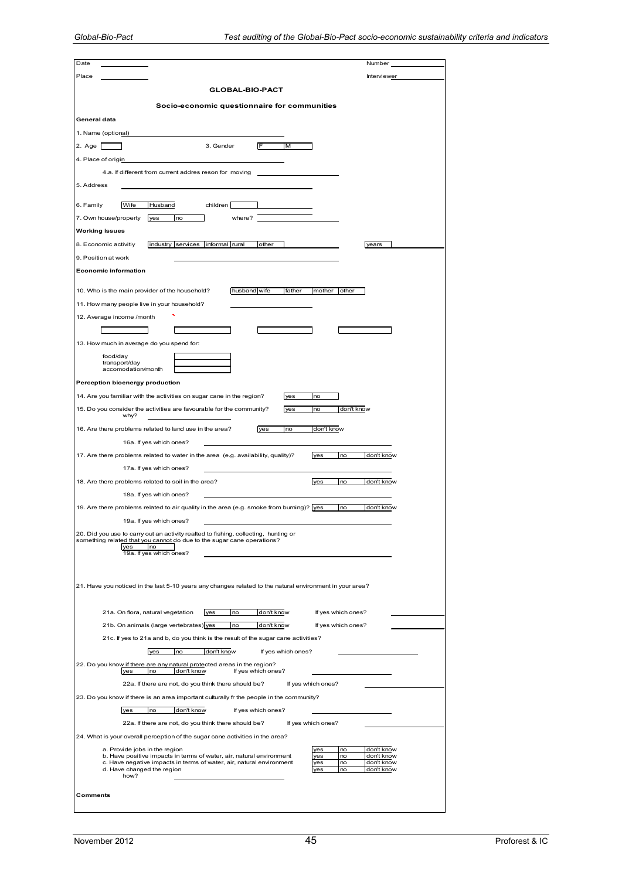Date ____________ Number ____________

Place ____________ Interviewer ____________

## GLOBAL-BIO-PACT

### Socio-economic questionnaire for communities

**General data**

1. Name (optional) ____________

2. Age [ ] 3. Gender [F] [M]

4. Place of origin ____________

4.a. If different from current addres reson for moving ____________

5. Address ____________

6. Family [Wife] [Husband] children [ ] ____________

7. Own house/property [yes] [no] where? ____________

**Working issues**

8. Economic activitiy [industry] [services] [informal] [rural] [other] ____________ [years]

9. Position at work ____________

**Economic information**

10. Who is the main provider of the household? [husband] [wife] [father] [mother] [other]

11. How many people live in your household? ____________

12. Average income /month

[ ] [ ] [ ] [ ]

13. How much in average do you spend for:

food/day [ ]
transport/day [ ]
accomodation/month [ ]

**Perception bioenergy production**

14. Are you familiar with the activities on sugar cane in the region? [yes] [no]

15. Do you consider the activities are favourable for the community? [yes] [no] [don't know]
why? ____________

16. Are there problems related to land use in the area? [yes] [no] [don't know]

16a. If yes which ones? ____________

17. Are there problems related to water in the area (e.g. availability, quality)? [yes] [no] [don't know]

17a. If yes which ones? ____________

18. Are there problems related to soil in the area? [yes] [no] [don't know]

18a. If yes which ones? ____________

19. Are there problems related to air quality in the area (e.g. smoke from burning)? [yes] [no] [don't know]

19a. If yes which ones? ____________

20. Did you use to carry out an activity realted to fishing, collecting, hunting or something related that you cannot do due to the sugar cane operations?
[yes] [no]
19a. If yes which ones? ____________

21. Have you noticed in the last 5-10 years any changes related to the natural environment in your area?

21a. On flora, natural vegetation [yes] [no] [don't know] If yes which ones? ____________

21b. On animals (large vertebrates) [yes] [no] [don't know] If yes which ones? ____________

21c. If yes to 21a and b, do you think is the result of the sugar cane activities?

[yes] [no] [don't know] If yes which ones? ____________

22. Do you know if there are any natural protected areas in the region?
[yes] [no] [don't know] If yes which ones? ____________

22a. If there are not, do you think there should be? If yes which ones? ____________

23. Do you know if there is an area important culturally fr the people in the community?

[yes] [no] [don't know] If yes which ones? ____________

22a. If there are not, do you think there should be? If yes which ones? ____________

24. What is your overall perception of the sugar cane activities in the area?

a. Provide jobs in the region [yes] [no] [don't know]
b. Have positive impacts in terms of water, air, natural environment [yes] [no] [don't know]
c. Have negative impacts in terms of water, air, natural environment [yes] [no] [don't know]
d. Have changed the region [yes] [no] [don't know]
how? ____________

**Comments**